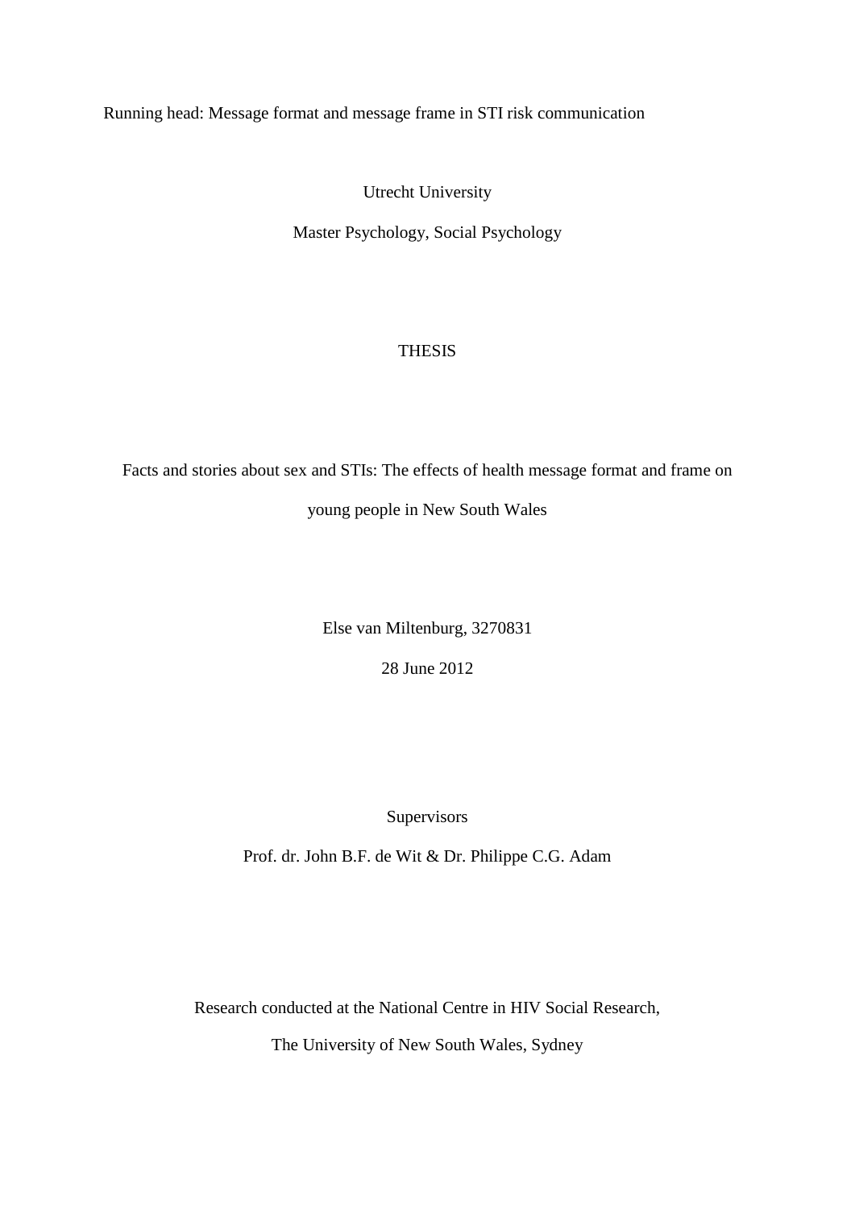Running head: Message format and message frame in STI risk communication

Utrecht University

Master Psychology, Social Psychology

THESIS

# Facts and stories about sex and STIs: The effects of health message format and frame on young people in New South Wales

Else van Miltenburg, 3270831

28 June 2012

Supervisors

Prof. dr. John B.F. de Wit & Dr. Philippe C.G. Adam

Research conducted at the National Centre in HIV Social Research,

The University of New South Wales, Sydney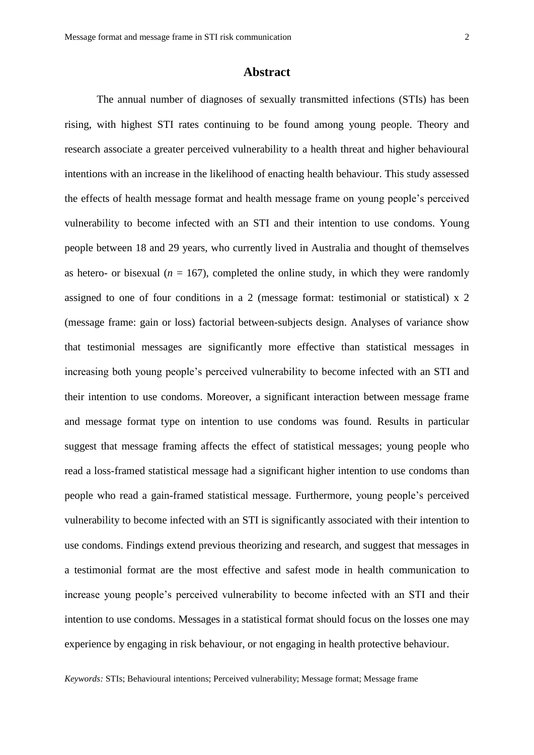## Abstract

The annual number of diagnoses of sexually transmitted infections (STIs) has been rising, with highest STI rates continuing to be found among young people. Theory and research associate a greater perceived vulnerability to a health threat and higher behavioural intentions with an increase in the likelihood of enacting health behaviour. This study assessed the effects of health message format and health message frame on young people's perceived vulnerability to become infected with an STI and their intention to use condoms. Young people between 18 and 29 years, who currently lived in Australia and thought of themselves as hetero- or bisexual ($n$ = 167), completed the online study, in which they were randomly assigned to one of four conditions in a 2 (message format: testimonial or statistical) x 2 (message frame: gain or loss) factorial between-subjects design. Analyses of variance show that testimonial messages are significantly more effective than statistical messages in increasing both young people's perceived vulnerability to become infected with an STI and their intention to use condoms. Moreover, a significant interaction between message frame and message format type on intention to use condoms was found. Results in particular suggest that message framing affects the effect of statistical messages; young people who read a loss-framed statistical message had a significant higher intention to use condoms than people who read a gain-framed statistical message. Furthermore, young people's perceived vulnerability to become infected with an STI is significantly associated with their intention to use condoms. Findings extend previous theorizing and research, and suggest that messages in a testimonial format are the most effective and safest mode in health communication to increase young people's perceived vulnerability to become infected with an STI and their intention to use condoms. Messages in a statistical format should focus on the losses one may experience by engaging in risk behaviour, or not engaging in health protective behaviour.

*Keywords:* STIs; Behavioural intentions; Perceived vulnerability; Message format; Message frame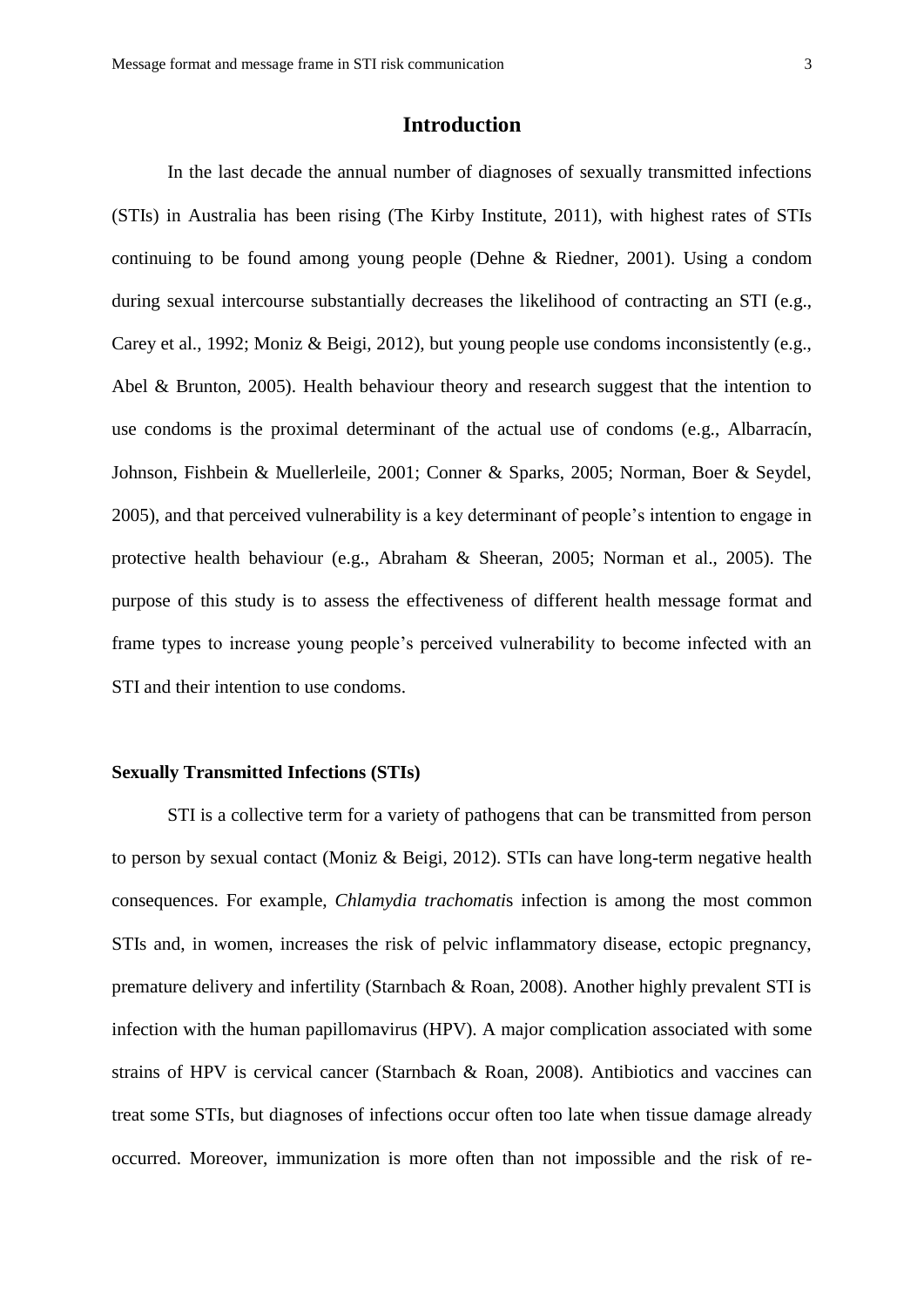# Introduction

In the last decade the annual number of diagnoses of sexually transmitted infections (STIs) in Australia has been rising (The Kirby Institute, 2011), with highest rates of STIs continuing to be found among young people (Dehne & Riedner, 2001). Using a condom during sexual intercourse substantially decreases the likelihood of contracting an STI (e.g., Carey et al., 1992; Moniz & Beigi, 2012), but young people use condoms inconsistently (e.g., Abel & Brunton, 2005). Health behaviour theory and research suggest that the intention to use condoms is the proximal determinant of the actual use of condoms (e.g., Albarracín, Johnson, Fishbein & Muellerleile, 2001; Conner & Sparks, 2005; Norman, Boer & Seydel, 2005), and that perceived vulnerability is a key determinant of people's intention to engage in protective health behaviour (e.g., Abraham & Sheeran, 2005; Norman et al., 2005). The purpose of this study is to assess the effectiveness of different health message format and frame types to increase young people's perceived vulnerability to become infected with an STI and their intention to use condoms.

## Sexually Transmitted Infections (STIs)

STI is a collective term for a variety of pathogens that can be transmitted from person to person by sexual contact (Moniz & Beigi, 2012). STIs can have long-term negative health consequences. For example, *Chlamydia trachomatis* infection is among the most common STIs and, in women, increases the risk of pelvic inflammatory disease, ectopic pregnancy, premature delivery and infertility (Starnbach & Roan, 2008). Another highly prevalent STI is infection with the human papillomavirus (HPV). A major complication associated with some strains of HPV is cervical cancer (Starnbach & Roan, 2008). Antibiotics and vaccines can treat some STIs, but diagnoses of infections occur often too late when tissue damage already occurred. Moreover, immunization is more often than not impossible and the risk of re-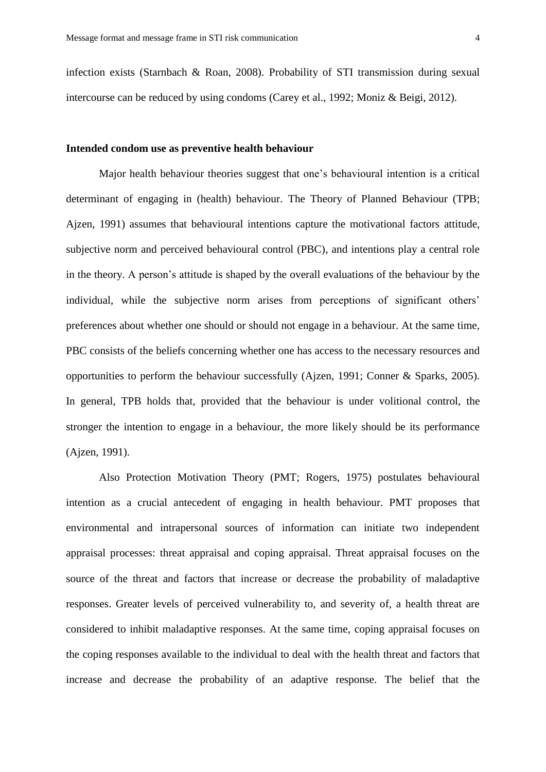infection exists (Starnbach & Roan, 2008). Probability of STI transmission during sexual intercourse can be reduced by using condoms (Carey et al., 1992; Moniz & Beigi, 2012).

### Intended condom use as preventive health behaviour

Major health behaviour theories suggest that one's behavioural intention is a critical determinant of engaging in (health) behaviour. The Theory of Planned Behaviour (TPB; Ajzen, 1991) assumes that behavioural intentions capture the motivational factors attitude, subjective norm and perceived behavioural control (PBC), and intentions play a central role in the theory. A person's attitude is shaped by the overall evaluations of the behaviour by the individual, while the subjective norm arises from perceptions of significant others' preferences about whether one should or should not engage in a behaviour. At the same time, PBC consists of the beliefs concerning whether one has access to the necessary resources and opportunities to perform the behaviour successfully (Ajzen, 1991; Conner & Sparks, 2005). In general, TPB holds that, provided that the behaviour is under volitional control, the stronger the intention to engage in a behaviour, the more likely should be its performance (Ajzen, 1991).

Also Protection Motivation Theory (PMT; Rogers, 1975) postulates behavioural intention as a crucial antecedent of engaging in health behaviour. PMT proposes that environmental and intrapersonal sources of information can initiate two independent appraisal processes: threat appraisal and coping appraisal. Threat appraisal focuses on the source of the threat and factors that increase or decrease the probability of maladaptive responses. Greater levels of perceived vulnerability to, and severity of, a health threat are considered to inhibit maladaptive responses. At the same time, coping appraisal focuses on the coping responses available to the individual to deal with the health threat and factors that increase and decrease the probability of an adaptive response. The belief that the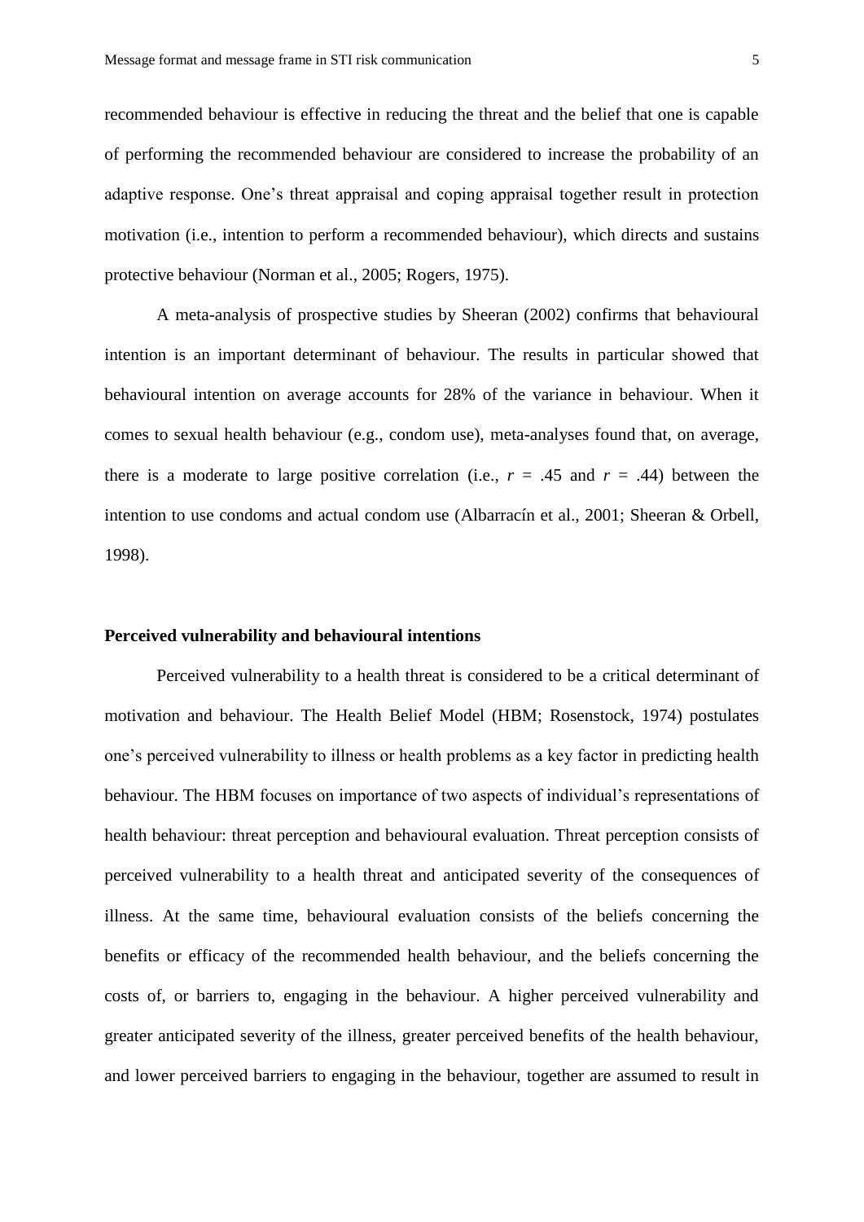recommended behaviour is effective in reducing the threat and the belief that one is capable of performing the recommended behaviour are considered to increase the probability of an adaptive response. One's threat appraisal and coping appraisal together result in protection motivation (i.e., intention to perform a recommended behaviour), which directs and sustains protective behaviour (Norman et al., 2005; Rogers, 1975).

A meta-analysis of prospective studies by Sheeran (2002) confirms that behavioural intention is an important determinant of behaviour. The results in particular showed that behavioural intention on average accounts for 28% of the variance in behaviour. When it comes to sexual health behaviour (e.g., condom use), meta-analyses found that, on average, there is a moderate to large positive correlation (i.e., $r$ = .45 and $r$ = .44) between the intention to use condoms and actual condom use (Albarracín et al., 2001; Sheeran & Orbell, 1998).

**Perceived vulnerability and behavioural intentions**

Perceived vulnerability to a health threat is considered to be a critical determinant of motivation and behaviour. The Health Belief Model (HBM; Rosenstock, 1974) postulates one's perceived vulnerability to illness or health problems as a key factor in predicting health behaviour. The HBM focuses on importance of two aspects of individual's representations of health behaviour: threat perception and behavioural evaluation. Threat perception consists of perceived vulnerability to a health threat and anticipated severity of the consequences of illness. At the same time, behavioural evaluation consists of the beliefs concerning the benefits or efficacy of the recommended health behaviour, and the beliefs concerning the costs of, or barriers to, engaging in the behaviour. A higher perceived vulnerability and greater anticipated severity of the illness, greater perceived benefits of the health behaviour, and lower perceived barriers to engaging in the behaviour, together are assumed to result in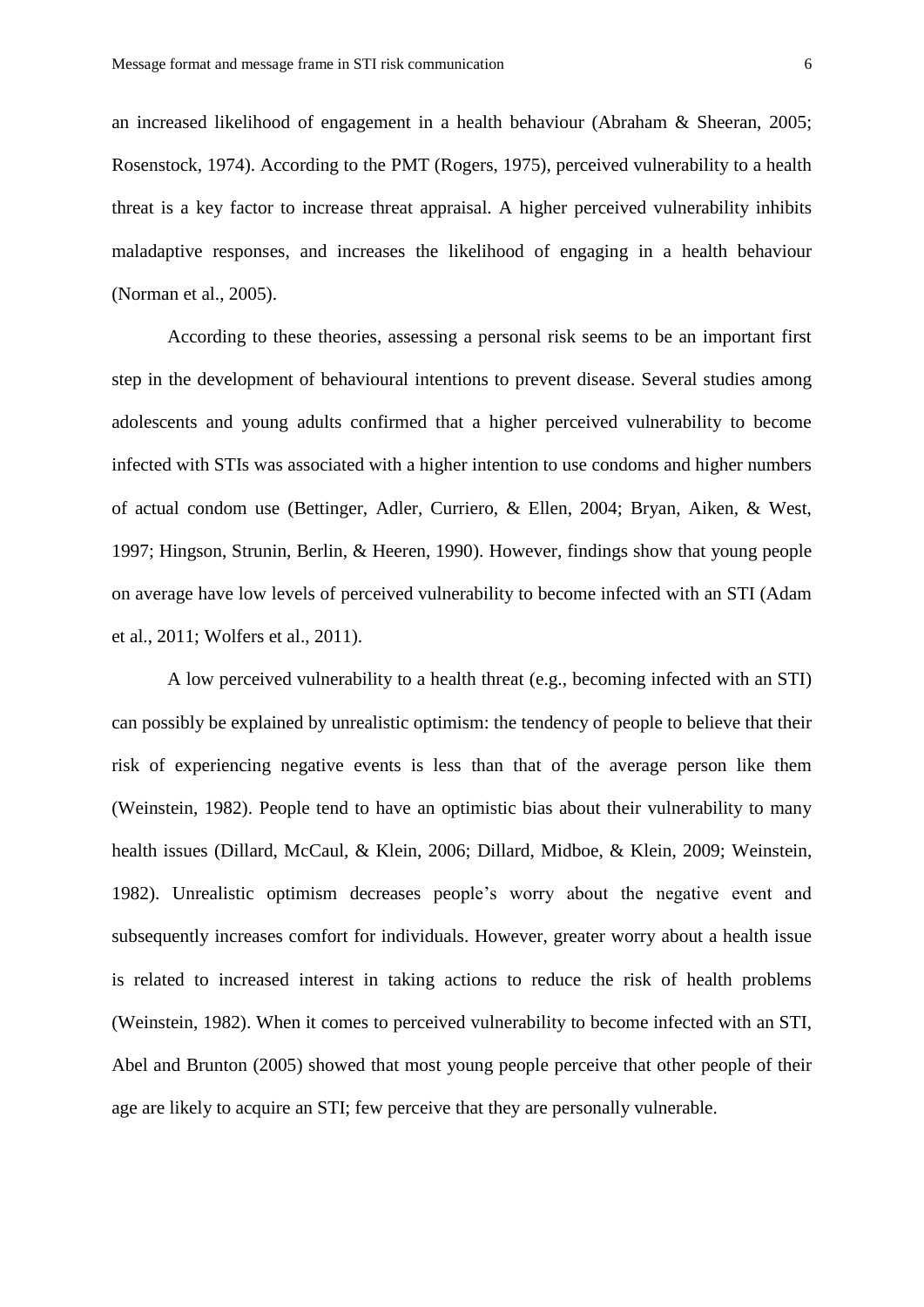an increased likelihood of engagement in a health behaviour (Abraham & Sheeran, 2005; Rosenstock, 1974). According to the PMT (Rogers, 1975), perceived vulnerability to a health threat is a key factor to increase threat appraisal. A higher perceived vulnerability inhibits maladaptive responses, and increases the likelihood of engaging in a health behaviour (Norman et al., 2005).

According to these theories, assessing a personal risk seems to be an important first step in the development of behavioural intentions to prevent disease. Several studies among adolescents and young adults confirmed that a higher perceived vulnerability to become infected with STIs was associated with a higher intention to use condoms and higher numbers of actual condom use (Bettinger, Adler, Curriero, & Ellen, 2004; Bryan, Aiken, & West, 1997; Hingson, Strunin, Berlin, & Heeren, 1990). However, findings show that young people on average have low levels of perceived vulnerability to become infected with an STI (Adam et al., 2011; Wolfers et al., 2011).

A low perceived vulnerability to a health threat (e.g., becoming infected with an STI) can possibly be explained by unrealistic optimism: the tendency of people to believe that their risk of experiencing negative events is less than that of the average person like them (Weinstein, 1982). People tend to have an optimistic bias about their vulnerability to many health issues (Dillard, McCaul, & Klein, 2006; Dillard, Midboe, & Klein, 2009; Weinstein, 1982). Unrealistic optimism decreases people's worry about the negative event and subsequently increases comfort for individuals. However, greater worry about a health issue is related to increased interest in taking actions to reduce the risk of health problems (Weinstein, 1982). When it comes to perceived vulnerability to become infected with an STI, Abel and Brunton (2005) showed that most young people perceive that other people of their age are likely to acquire an STI; few perceive that they are personally vulnerable.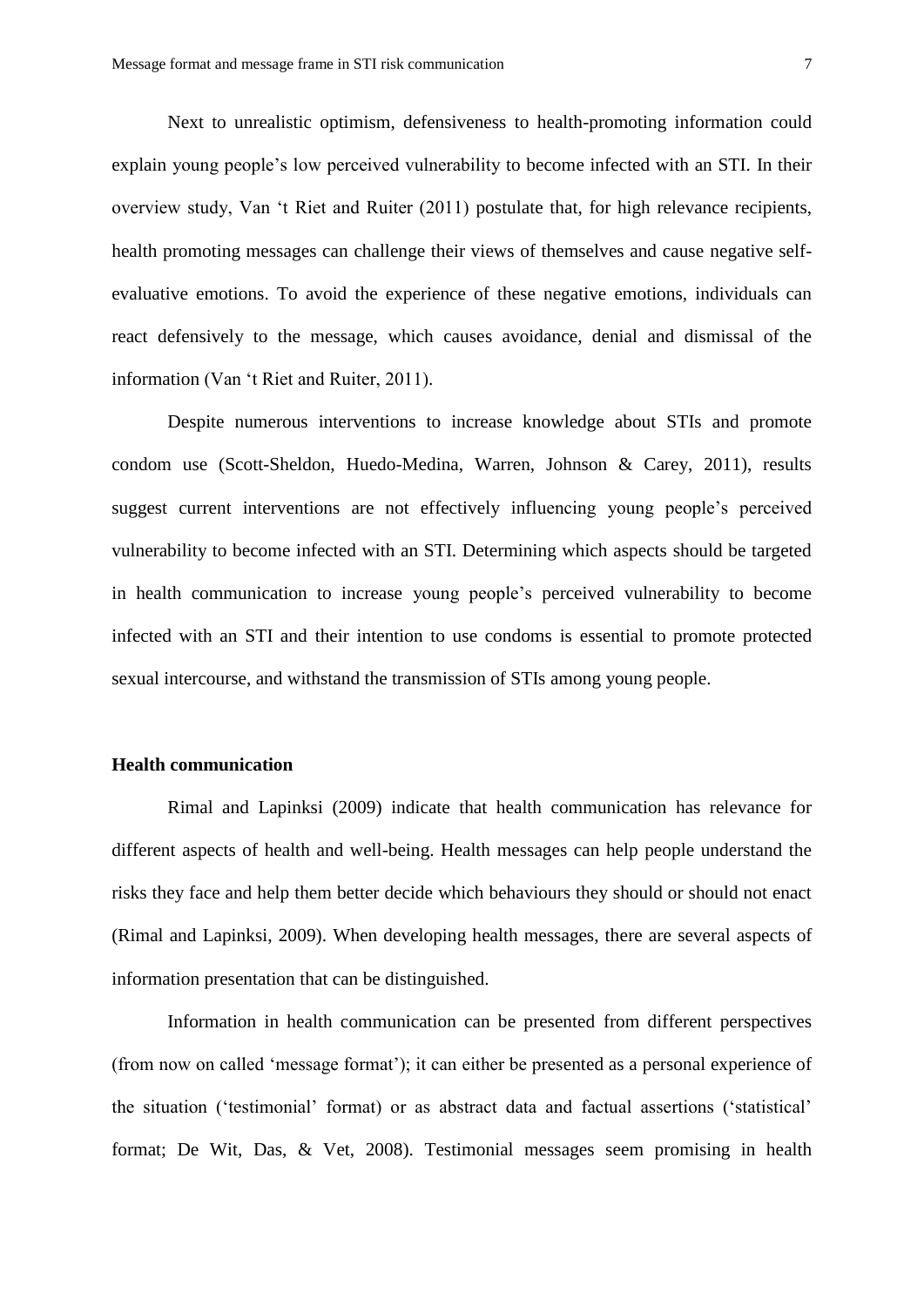Next to unrealistic optimism, defensiveness to health-promoting information could explain young people's low perceived vulnerability to become infected with an STI. In their overview study, Van 't Riet and Ruiter (2011) postulate that, for high relevance recipients, health promoting messages can challenge their views of themselves and cause negative self-evaluative emotions. To avoid the experience of these negative emotions, individuals can react defensively to the message, which causes avoidance, denial and dismissal of the information (Van 't Riet and Ruiter, 2011).

Despite numerous interventions to increase knowledge about STIs and promote condom use (Scott-Sheldon, Huedo-Medina, Warren, Johnson & Carey, 2011), results suggest current interventions are not effectively influencing young people's perceived vulnerability to become infected with an STI. Determining which aspects should be targeted in health communication to increase young people's perceived vulnerability to become infected with an STI and their intention to use condoms is essential to promote protected sexual intercourse, and withstand the transmission of STIs among young people.

## Health communication

Rimal and Lapinksi (2009) indicate that health communication has relevance for different aspects of health and well-being. Health messages can help people understand the risks they face and help them better decide which behaviours they should or should not enact (Rimal and Lapinksi, 2009). When developing health messages, there are several aspects of information presentation that can be distinguished.

Information in health communication can be presented from different perspectives (from now on called 'message format'); it can either be presented as a personal experience of the situation ('testimonial' format) or as abstract data and factual assertions ('statistical' format; De Wit, Das, & Vet, 2008). Testimonial messages seem promising in health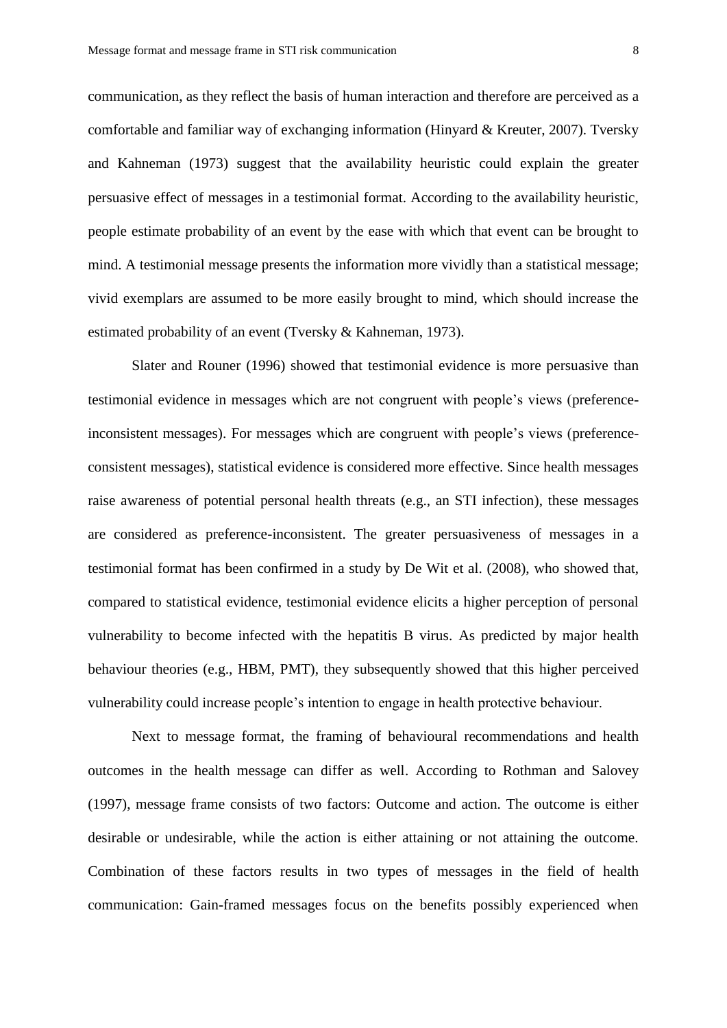communication, as they reflect the basis of human interaction and therefore are perceived as a comfortable and familiar way of exchanging information (Hinyard & Kreuter, 2007). Tversky and Kahneman (1973) suggest that the availability heuristic could explain the greater persuasive effect of messages in a testimonial format. According to the availability heuristic, people estimate probability of an event by the ease with which that event can be brought to mind. A testimonial message presents the information more vividly than a statistical message; vivid exemplars are assumed to be more easily brought to mind, which should increase the estimated probability of an event (Tversky & Kahneman, 1973).

Slater and Rouner (1996) showed that testimonial evidence is more persuasive than testimonial evidence in messages which are not congruent with people's views (preference-inconsistent messages). For messages which are congruent with people's views (preference-consistent messages), statistical evidence is considered more effective. Since health messages raise awareness of potential personal health threats (e.g., an STI infection), these messages are considered as preference-inconsistent. The greater persuasiveness of messages in a testimonial format has been confirmed in a study by De Wit et al. (2008), who showed that, compared to statistical evidence, testimonial evidence elicits a higher perception of personal vulnerability to become infected with the hepatitis B virus. As predicted by major health behaviour theories (e.g., HBM, PMT), they subsequently showed that this higher perceived vulnerability could increase people's intention to engage in health protective behaviour.

Next to message format, the framing of behavioural recommendations and health outcomes in the health message can differ as well. According to Rothman and Salovey (1997), message frame consists of two factors: Outcome and action. The outcome is either desirable or undesirable, while the action is either attaining or not attaining the outcome. Combination of these factors results in two types of messages in the field of health communication: Gain-framed messages focus on the benefits possibly experienced when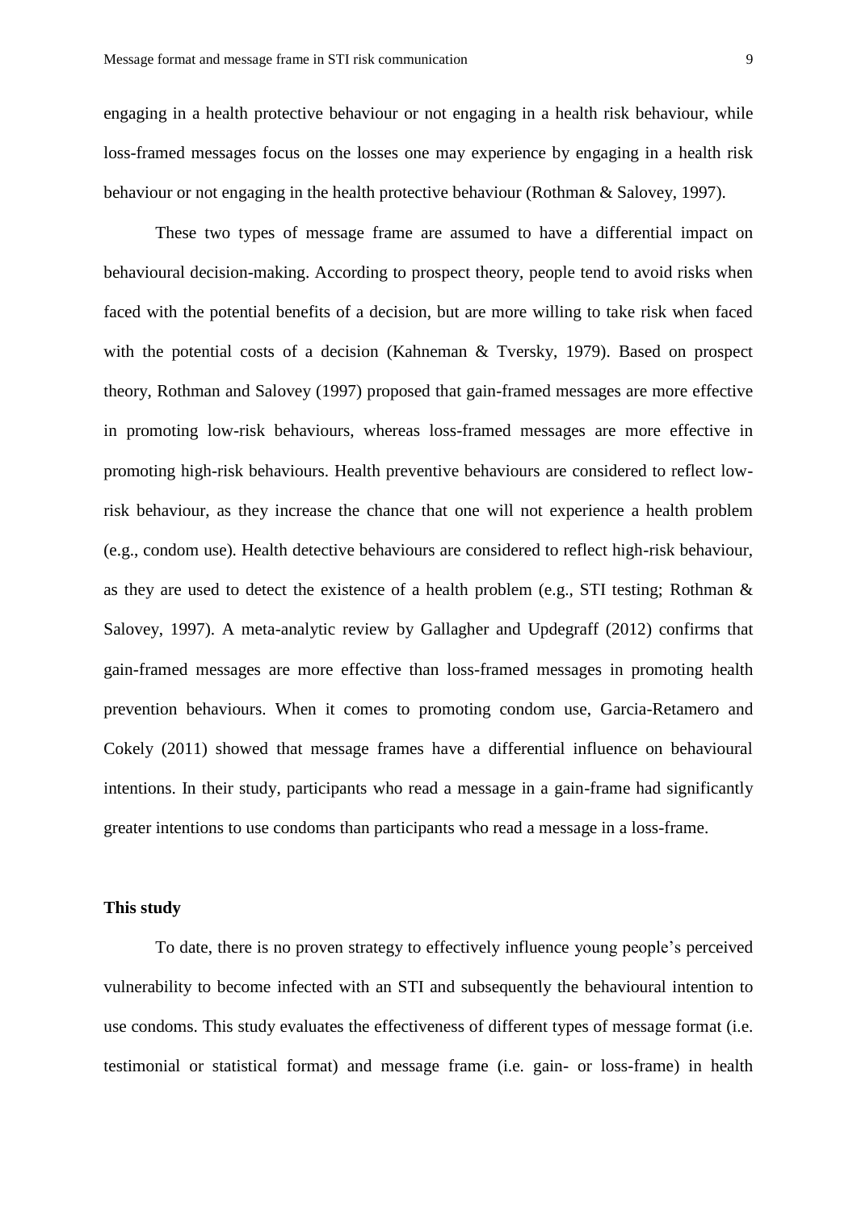engaging in a health protective behaviour or not engaging in a health risk behaviour, while loss-framed messages focus on the losses one may experience by engaging in a health risk behaviour or not engaging in the health protective behaviour (Rothman & Salovey, 1997).

These two types of message frame are assumed to have a differential impact on behavioural decision-making. According to prospect theory, people tend to avoid risks when faced with the potential benefits of a decision, but are more willing to take risk when faced with the potential costs of a decision (Kahneman & Tversky, 1979). Based on prospect theory, Rothman and Salovey (1997) proposed that gain-framed messages are more effective in promoting low-risk behaviours, whereas loss-framed messages are more effective in promoting high-risk behaviours. Health preventive behaviours are considered to reflect low-risk behaviour, as they increase the chance that one will not experience a health problem (e.g., condom use). Health detective behaviours are considered to reflect high-risk behaviour, as they are used to detect the existence of a health problem (e.g., STI testing; Rothman & Salovey, 1997). A meta-analytic review by Gallagher and Updegraff (2012) confirms that gain-framed messages are more effective than loss-framed messages in promoting health prevention behaviours. When it comes to promoting condom use, Garcia-Retamero and Cokely (2011) showed that message frames have a differential influence on behavioural intentions. In their study, participants who read a message in a gain-frame had significantly greater intentions to use condoms than participants who read a message in a loss-frame.

## This study

To date, there is no proven strategy to effectively influence young people's perceived vulnerability to become infected with an STI and subsequently the behavioural intention to use condoms. This study evaluates the effectiveness of different types of message format (i.e. testimonial or statistical format) and message frame (i.e. gain- or loss-frame) in health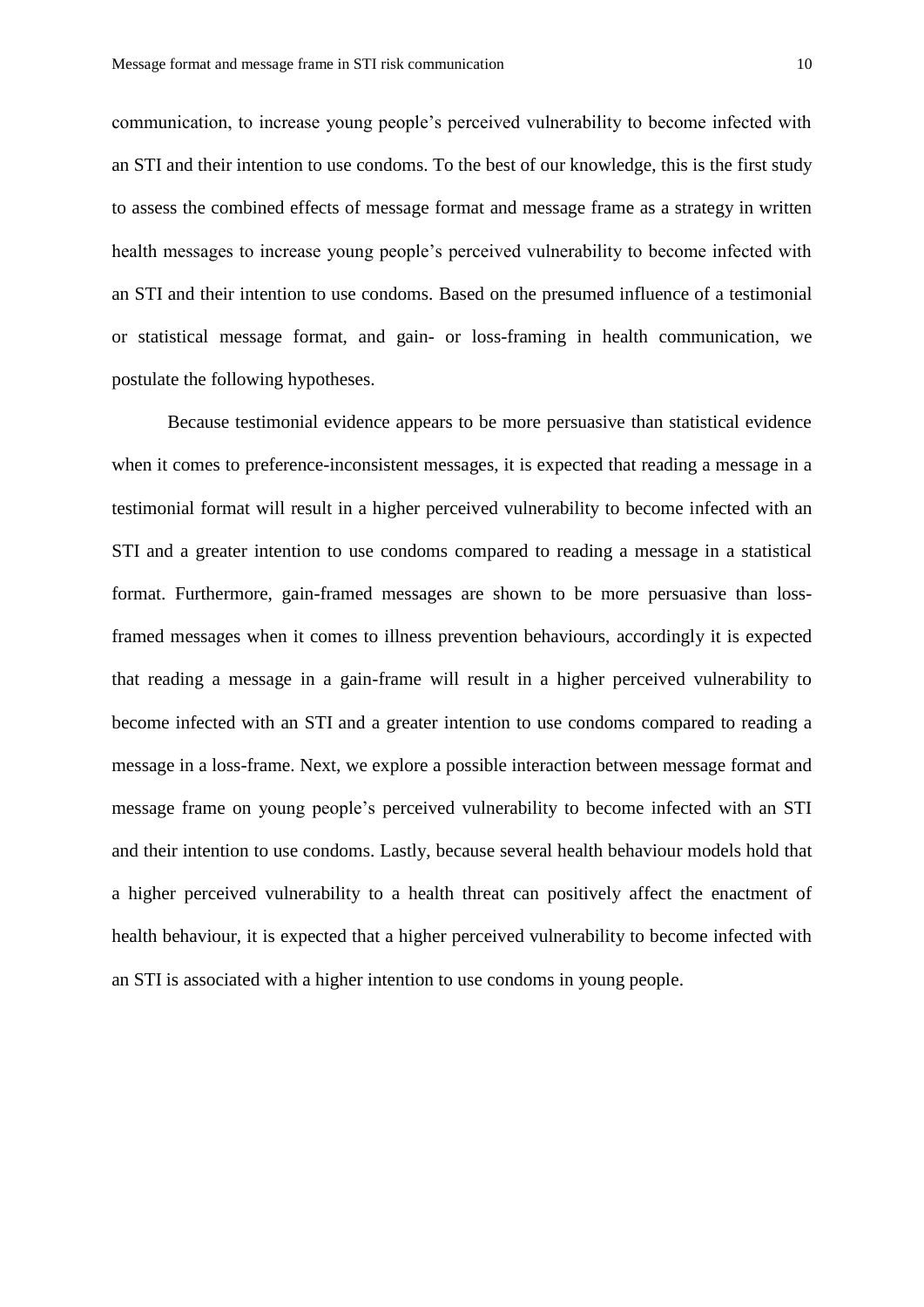communication, to increase young people's perceived vulnerability to become infected with an STI and their intention to use condoms. To the best of our knowledge, this is the first study to assess the combined effects of message format and message frame as a strategy in written health messages to increase young people's perceived vulnerability to become infected with an STI and their intention to use condoms. Based on the presumed influence of a testimonial or statistical message format, and gain- or loss-framing in health communication, we postulate the following hypotheses.

Because testimonial evidence appears to be more persuasive than statistical evidence when it comes to preference-inconsistent messages, it is expected that reading a message in a testimonial format will result in a higher perceived vulnerability to become infected with an STI and a greater intention to use condoms compared to reading a message in a statistical format. Furthermore, gain-framed messages are shown to be more persuasive than loss-framed messages when it comes to illness prevention behaviours, accordingly it is expected that reading a message in a gain-frame will result in a higher perceived vulnerability to become infected with an STI and a greater intention to use condoms compared to reading a message in a loss-frame. Next, we explore a possible interaction between message format and message frame on young people's perceived vulnerability to become infected with an STI and their intention to use condoms. Lastly, because several health behaviour models hold that a higher perceived vulnerability to a health threat can positively affect the enactment of health behaviour, it is expected that a higher perceived vulnerability to become infected with an STI is associated with a higher intention to use condoms in young people.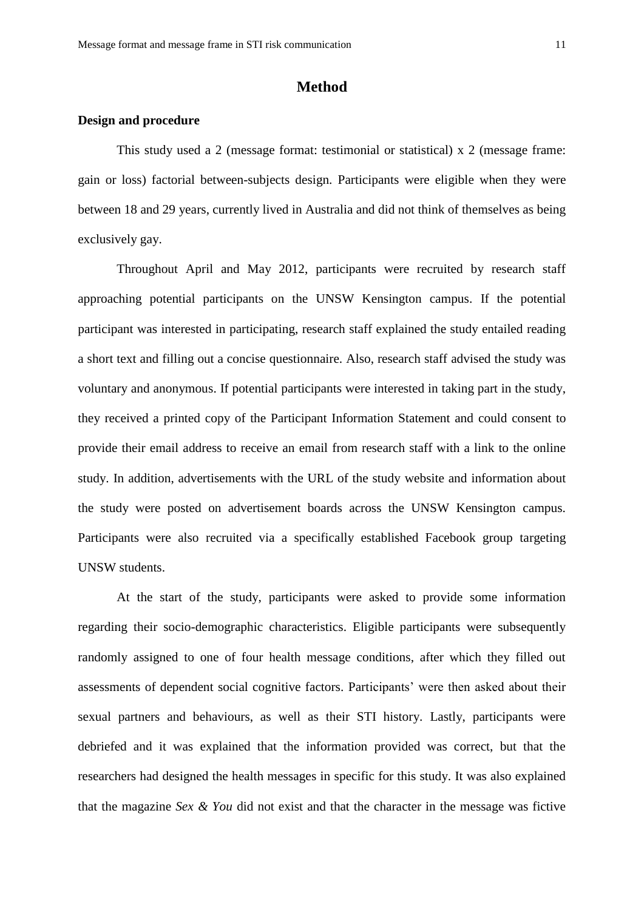# Method

## Design and procedure

This study used a 2 (message format: testimonial or statistical) x 2 (message frame: gain or loss) factorial between-subjects design. Participants were eligible when they were between 18 and 29 years, currently lived in Australia and did not think of themselves as being exclusively gay.

Throughout April and May 2012, participants were recruited by research staff approaching potential participants on the UNSW Kensington campus. If the potential participant was interested in participating, research staff explained the study entailed reading a short text and filling out a concise questionnaire. Also, research staff advised the study was voluntary and anonymous. If potential participants were interested in taking part in the study, they received a printed copy of the Participant Information Statement and could consent to provide their email address to receive an email from research staff with a link to the online study. In addition, advertisements with the URL of the study website and information about the study were posted on advertisement boards across the UNSW Kensington campus. Participants were also recruited via a specifically established Facebook group targeting UNSW students.

At the start of the study, participants were asked to provide some information regarding their socio-demographic characteristics. Eligible participants were subsequently randomly assigned to one of four health message conditions, after which they filled out assessments of dependent social cognitive factors. Participants' were then asked about their sexual partners and behaviours, as well as their STI history. Lastly, participants were debriefed and it was explained that the information provided was correct, but that the researchers had designed the health messages in specific for this study. It was also explained that the magazine *Sex & You* did not exist and that the character in the message was fictive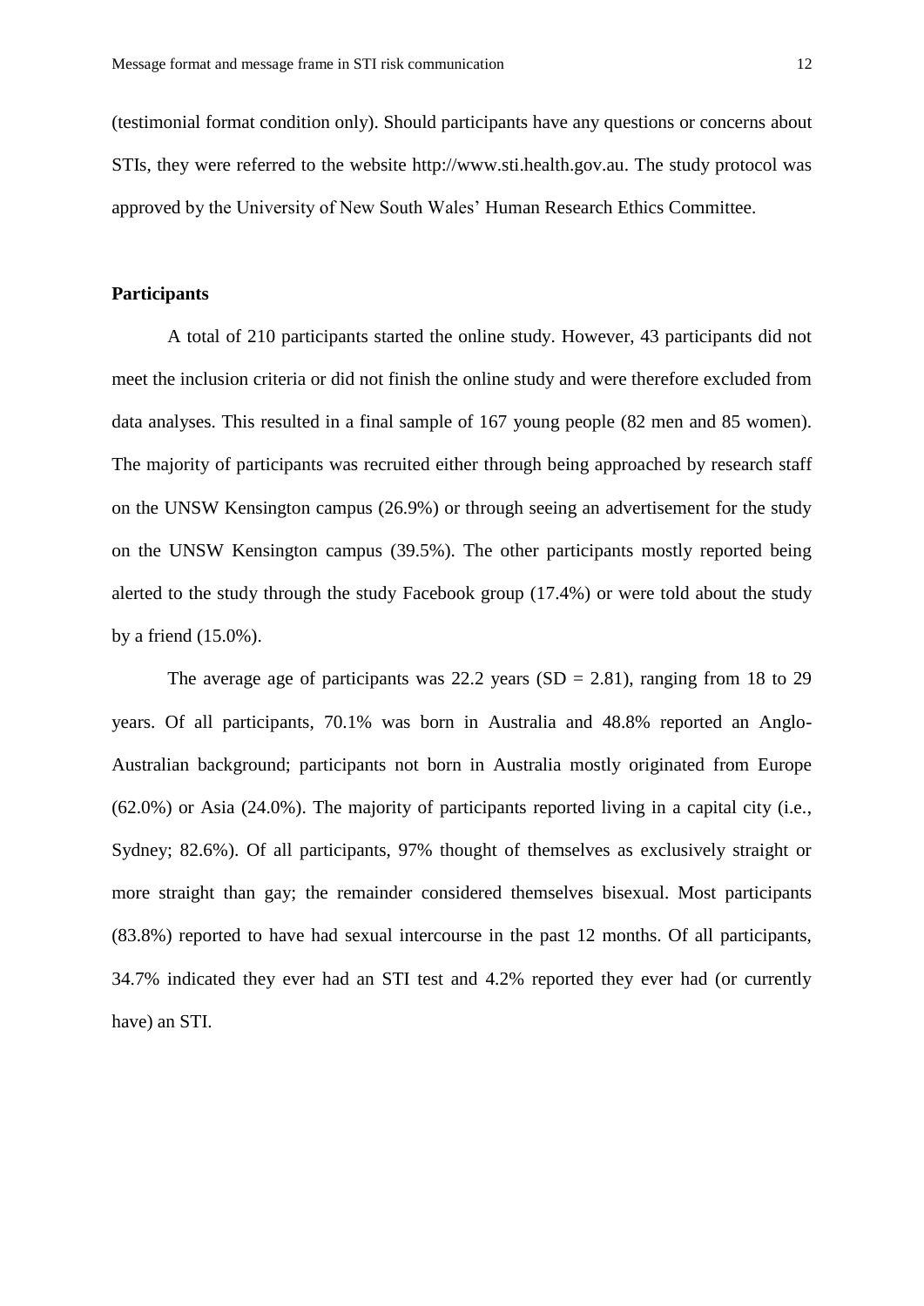(testimonial format condition only). Should participants have any questions or concerns about STIs, they were referred to the website http://www.sti.health.gov.au. The study protocol was approved by the University of New South Wales' Human Research Ethics Committee.

**Participants**

A total of 210 participants started the online study. However, 43 participants did not meet the inclusion criteria or did not finish the online study and were therefore excluded from data analyses. This resulted in a final sample of 167 young people (82 men and 85 women). The majority of participants was recruited either through being approached by research staff on the UNSW Kensington campus (26.9%) or through seeing an advertisement for the study on the UNSW Kensington campus (39.5%). The other participants mostly reported being alerted to the study through the study Facebook group (17.4%) or were told about the study by a friend (15.0%).

The average age of participants was 22.2 years (SD = 2.81), ranging from 18 to 29 years. Of all participants, 70.1% was born in Australia and 48.8% reported an Anglo-Australian background; participants not born in Australia mostly originated from Europe (62.0%) or Asia (24.0%). The majority of participants reported living in a capital city (i.e., Sydney; 82.6%). Of all participants, 97% thought of themselves as exclusively straight or more straight than gay; the remainder considered themselves bisexual. Most participants (83.8%) reported to have had sexual intercourse in the past 12 months. Of all participants, 34.7% indicated they ever had an STI test and 4.2% reported they ever had (or currently have) an STI.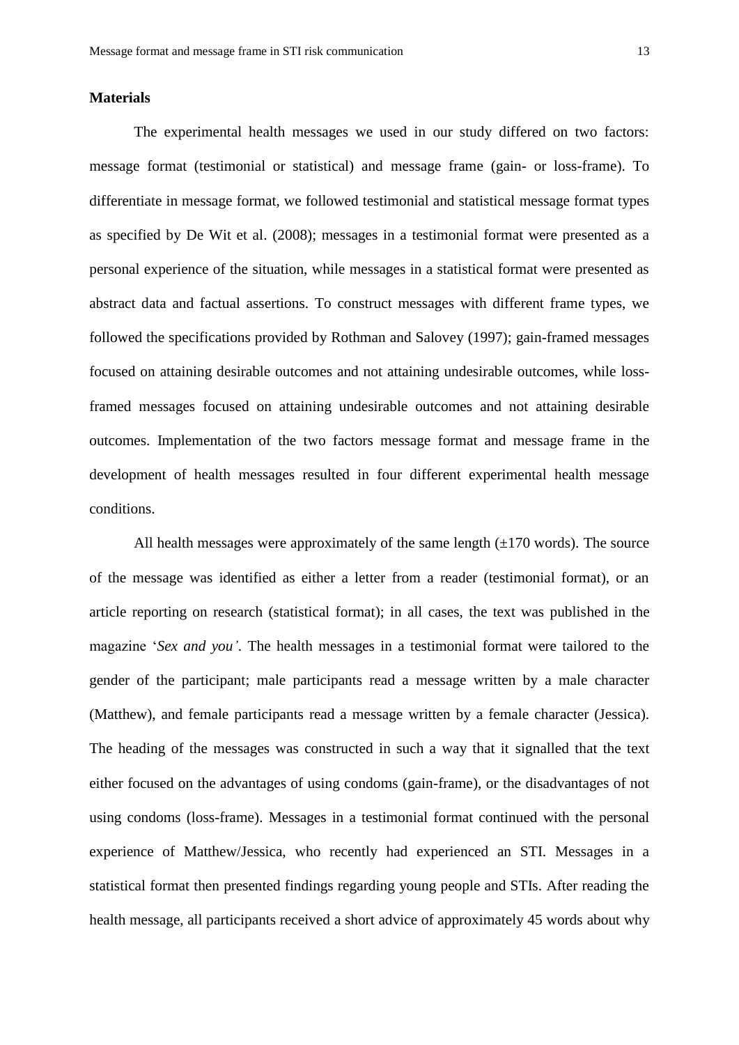**Materials**

The experimental health messages we used in our study differed on two factors: message format (testimonial or statistical) and message frame (gain- or loss-frame). To differentiate in message format, we followed testimonial and statistical message format types as specified by De Wit et al. (2008); messages in a testimonial format were presented as a personal experience of the situation, while messages in a statistical format were presented as abstract data and factual assertions. To construct messages with different frame types, we followed the specifications provided by Rothman and Salovey (1997); gain-framed messages focused on attaining desirable outcomes and not attaining undesirable outcomes, while loss-framed messages focused on attaining undesirable outcomes and not attaining desirable outcomes. Implementation of the two factors message format and message frame in the development of health messages resulted in four different experimental health message conditions.

All health messages were approximately of the same length (±170 words). The source of the message was identified as either a letter from a reader (testimonial format), or an article reporting on research (statistical format); in all cases, the text was published in the magazine '*Sex and you'*. The health messages in a testimonial format were tailored to the gender of the participant; male participants read a message written by a male character (Matthew), and female participants read a message written by a female character (Jessica). The heading of the messages was constructed in such a way that it signalled that the text either focused on the advantages of using condoms (gain-frame), or the disadvantages of not using condoms (loss-frame). Messages in a testimonial format continued with the personal experience of Matthew/Jessica, who recently had experienced an STI. Messages in a statistical format then presented findings regarding young people and STIs. After reading the health message, all participants received a short advice of approximately 45 words about why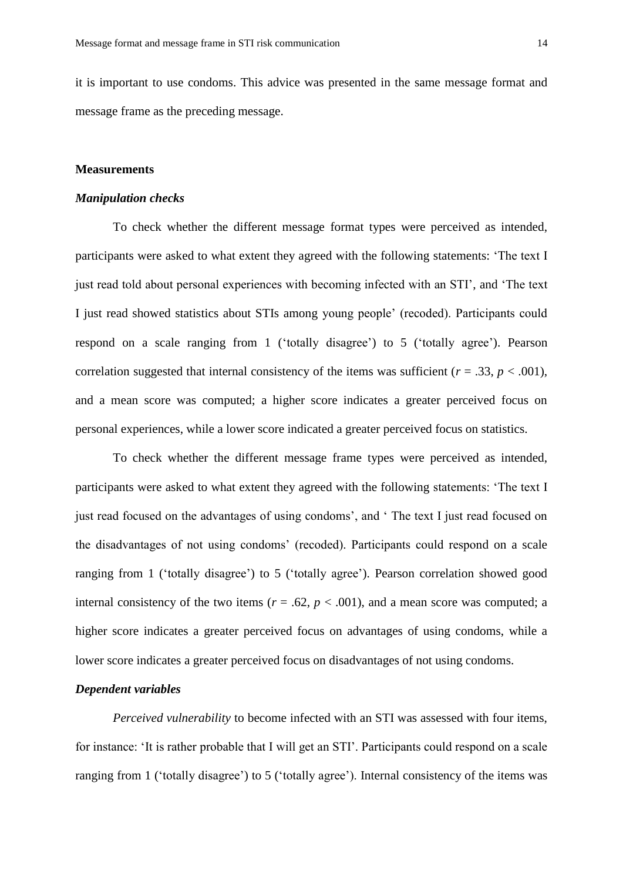it is important to use condoms. This advice was presented in the same message format and message frame as the preceding message.

### Measurements

#### *Manipulation checks*

To check whether the different message format types were perceived as intended, participants were asked to what extent they agreed with the following statements: 'The text I just read told about personal experiences with becoming infected with an STI', and 'The text I just read showed statistics about STIs among young people' (recoded). Participants could respond on a scale ranging from 1 ('totally disagree') to 5 ('totally agree'). Pearson correlation suggested that internal consistency of the items was sufficient ($r = .33$, $p < .001$), and a mean score was computed; a higher score indicates a greater perceived focus on personal experiences, while a lower score indicated a greater perceived focus on statistics.

To check whether the different message frame types were perceived as intended, participants were asked to what extent they agreed with the following statements: 'The text I just read focused on the advantages of using condoms', and ' The text I just read focused on the disadvantages of not using condoms' (recoded). Participants could respond on a scale ranging from 1 ('totally disagree') to 5 ('totally agree'). Pearson correlation showed good internal consistency of the two items ($r = .62$, $p < .001$), and a mean score was computed; a higher score indicates a greater perceived focus on advantages of using condoms, while a lower score indicates a greater perceived focus on disadvantages of not using condoms.

#### *Dependent variables*

*Perceived vulnerability* to become infected with an STI was assessed with four items, for instance: 'It is rather probable that I will get an STI'. Participants could respond on a scale ranging from 1 ('totally disagree') to 5 ('totally agree'). Internal consistency of the items was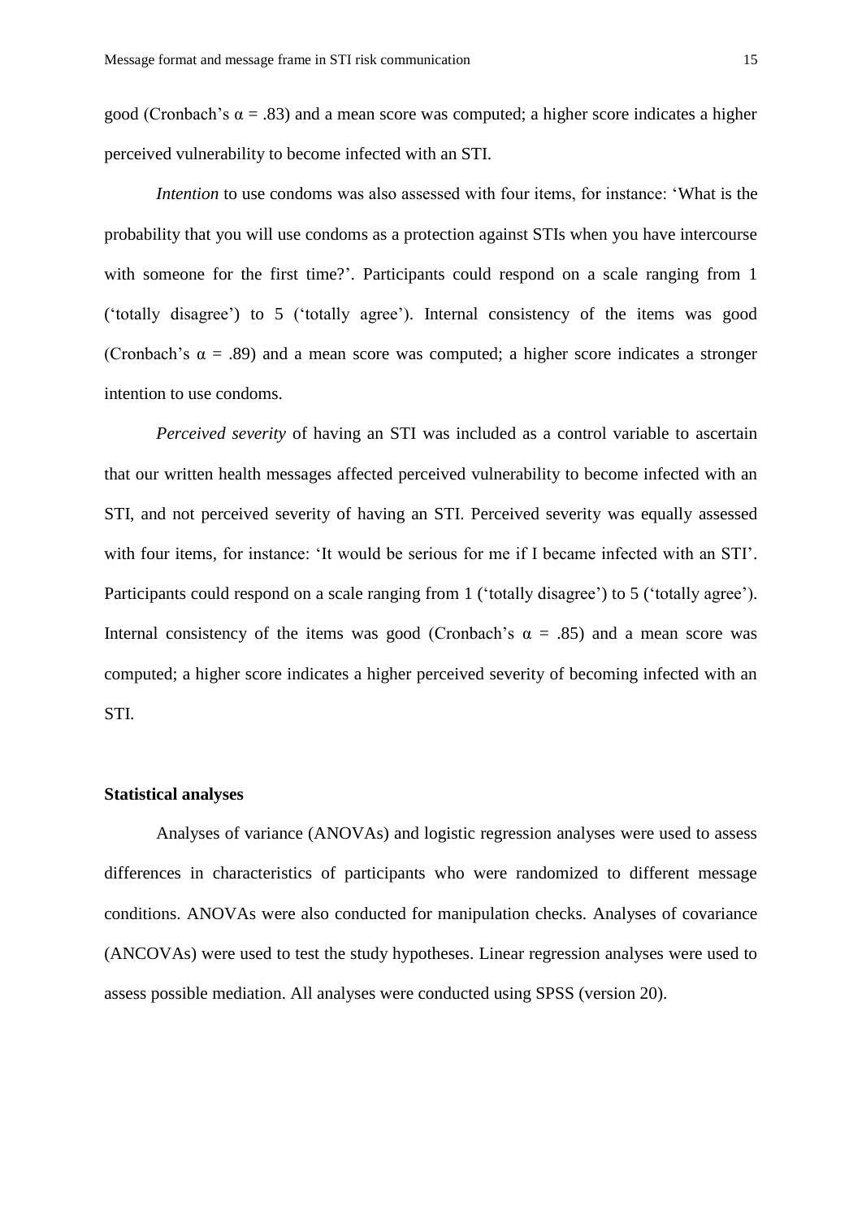good (Cronbach's $\alpha$ = .83) and a mean score was computed; a higher score indicates a higher perceived vulnerability to become infected with an STI.

*Intention* to use condoms was also assessed with four items, for instance: 'What is the probability that you will use condoms as a protection against STIs when you have intercourse with someone for the first time?'. Participants could respond on a scale ranging from 1 ('totally disagree') to 5 ('totally agree'). Internal consistency of the items was good (Cronbach's $\alpha$ = .89) and a mean score was computed; a higher score indicates a stronger intention to use condoms.

*Perceived severity* of having an STI was included as a control variable to ascertain that our written health messages affected perceived vulnerability to become infected with an STI, and not perceived severity of having an STI. Perceived severity was equally assessed with four items, for instance: 'It would be serious for me if I became infected with an STI'. Participants could respond on a scale ranging from 1 ('totally disagree') to 5 ('totally agree'). Internal consistency of the items was good (Cronbach's $\alpha$ = .85) and a mean score was computed; a higher score indicates a higher perceived severity of becoming infected with an STI.

**Statistical analyses**

Analyses of variance (ANOVAs) and logistic regression analyses were used to assess differences in characteristics of participants who were randomized to different message conditions. ANOVAs were also conducted for manipulation checks. Analyses of covariance (ANCOVAs) were used to test the study hypotheses. Linear regression analyses were used to assess possible mediation. All analyses were conducted using SPSS (version 20).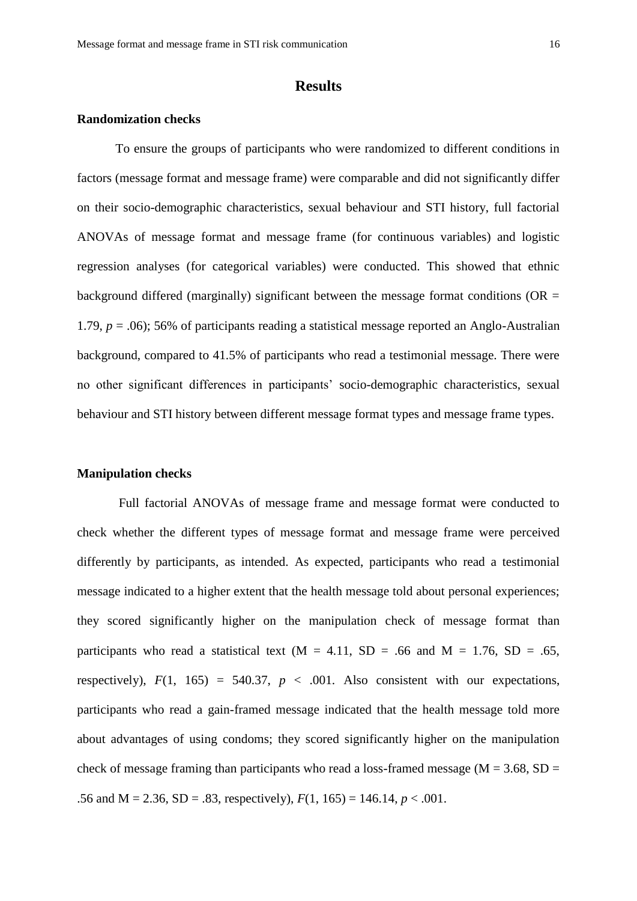# Results

## Randomization checks

To ensure the groups of participants who were randomized to different conditions in factors (message format and message frame) were comparable and did not significantly differ on their socio-demographic characteristics, sexual behaviour and STI history, full factorial ANOVAs of message format and message frame (for continuous variables) and logistic regression analyses (for categorical variables) were conducted. This showed that ethnic background differed (marginally) significant between the message format conditions (OR = 1.79, $p = .06$); 56% of participants reading a statistical message reported an Anglo-Australian background, compared to 41.5% of participants who read a testimonial message. There were no other significant differences in participants' socio-demographic characteristics, sexual behaviour and STI history between different message format types and message frame types.

## Manipulation checks

Full factorial ANOVAs of message frame and message format were conducted to check whether the different types of message format and message frame were perceived differently by participants, as intended. As expected, participants who read a testimonial message indicated to a higher extent that the health message told about personal experiences; they scored significantly higher on the manipulation check of message format than participants who read a statistical text (M = 4.11, SD = .66 and M = 1.76, SD = .65, respectively), $F(1, 165) = 540.37$, $p < .001$. Also consistent with our expectations, participants who read a gain-framed message indicated that the health message told more about advantages of using condoms; they scored significantly higher on the manipulation check of message framing than participants who read a loss-framed message (M = 3.68, SD = .56 and M = 2.36, SD = .83, respectively), $F(1, 165) = 146.14$, $p < .001$.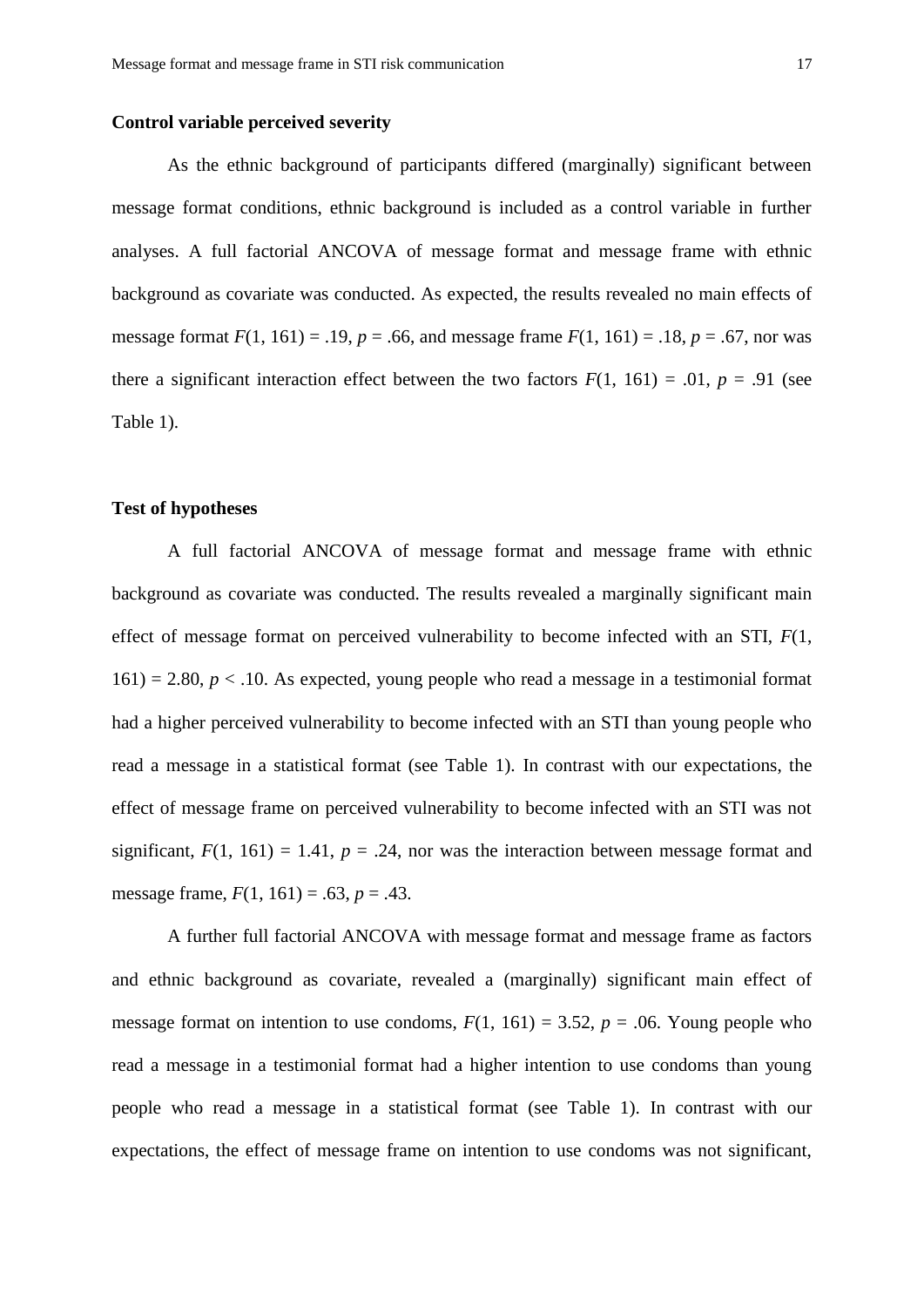**Control variable perceived severity**

As the ethnic background of participants differed (marginally) significant between message format conditions, ethnic background is included as a control variable in further analyses. A full factorial ANCOVA of message format and message frame with ethnic background as covariate was conducted. As expected, the results revealed no main effects of message format $F(1, 161) = .19$, $p = .66$, and message frame $F(1, 161) = .18$, $p = .67$, nor was there a significant interaction effect between the two factors $F(1, 161) = .01$, $p = .91$ (see Table 1).

**Test of hypotheses**

A full factorial ANCOVA of message format and message frame with ethnic background as covariate was conducted. The results revealed a marginally significant main effect of message format on perceived vulnerability to become infected with an STI, $F(1, 161) = 2.80$, $p < .10$. As expected, young people who read a message in a testimonial format had a higher perceived vulnerability to become infected with an STI than young people who read a message in a statistical format (see Table 1). In contrast with our expectations, the effect of message frame on perceived vulnerability to become infected with an STI was not significant, $F(1, 161) = 1.41$, $p = .24$, nor was the interaction between message format and message frame, $F(1, 161) = .63$, $p = .43$.

A further full factorial ANCOVA with message format and message frame as factors and ethnic background as covariate, revealed a (marginally) significant main effect of message format on intention to use condoms, $F(1, 161) = 3.52$, $p = .06$. Young people who read a message in a testimonial format had a higher intention to use condoms than young people who read a message in a statistical format (see Table 1). In contrast with our expectations, the effect of message frame on intention to use condoms was not significant,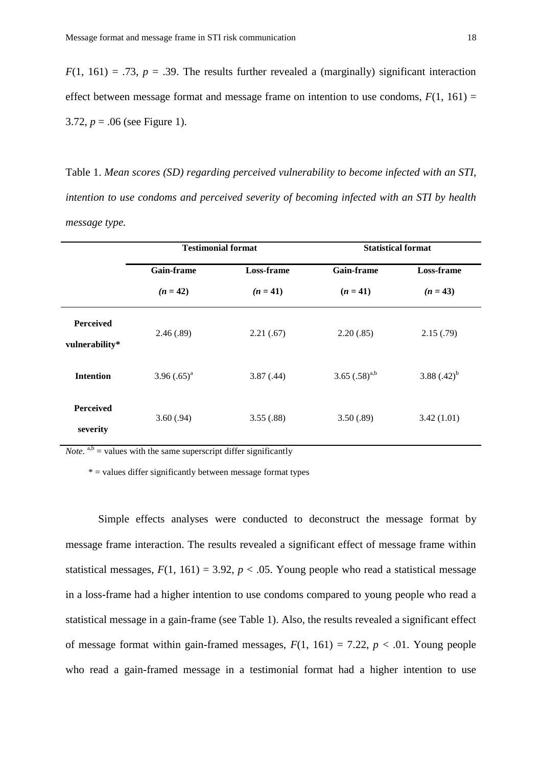$F(1, 161) = .73$, $p = .39$. The results further revealed a (marginally) significant interaction effect between message format and message frame on intention to use condoms, $F(1, 161) = 3.72$, $p = .06$ (see Figure 1).

Table 1. *Mean scores (SD) regarding perceived vulnerability to become infected with an STI, intention to use condoms and perceived severity of becoming infected with an STI by health message type.*

| | **Testimonial format** | | **Statistical format** | |
|---|---|---|---|---|
| | **Gain-frame** ($n = 42$) | **Loss-frame** ($n = 41$) | **Gain-frame** ($n = 41$) | **Loss-frame** ($n = 43$) |
| **Perceived vulnerability*** | 2.46 (.89) | 2.21 (.67) | 2.20 (.85) | 2.15 (.79) |
| **Intention** | 3.96 (.65)$^{a}$ | 3.87 (.44) | 3.65 (.58)$^{a,b}$ | 3.88 (.42)$^{b}$ |
| **Perceived severity** | 3.60 (.94) | 3.55 (.88) | 3.50 (.89) | 3.42 (1.01) |

*Note.* $^{a,b}$ = values with the same superscript differ significantly

* = values differ significantly between message format types

Simple effects analyses were conducted to deconstruct the message format by message frame interaction. The results revealed a significant effect of message frame within statistical messages, $F(1, 161) = 3.92$, $p < .05$. Young people who read a statistical message in a loss-frame had a higher intention to use condoms compared to young people who read a statistical message in a gain-frame (see Table 1). Also, the results revealed a significant effect of message format within gain-framed messages, $F(1, 161) = 7.22$, $p < .01$. Young people who read a gain-framed message in a testimonial format had a higher intention to use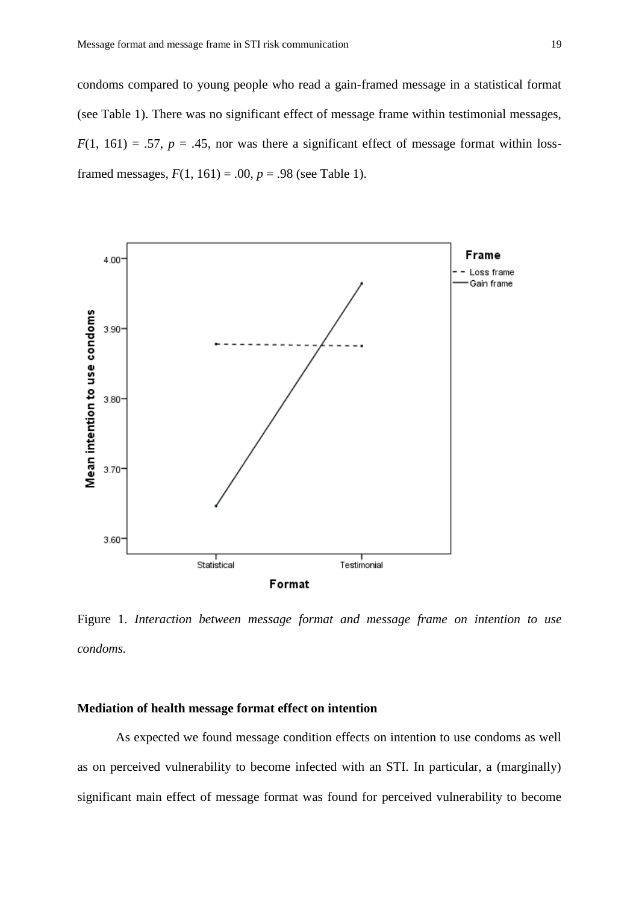condoms compared to young people who read a gain-framed message in a statistical format (see Table 1). There was no significant effect of message frame within testimonial messages, $F(1, 161) = .57$, $p = .45$, nor was there a significant effect of message format within loss-framed messages, $F(1, 161) = .00$, $p = .98$ (see Table 1).

Frame
Loss frame
Gain frame

Mean intention to use condoms
4.00
3.90
3.80
3.70
3.60

Statistical
Testimonial
Format

Figure 1. *Interaction between message format and message frame on intention to use condoms.*

### Mediation of health message format effect on intention

As expected we found message condition effects on intention to use condoms as well as on perceived vulnerability to become infected with an STI. In particular, a (marginally) significant main effect of message format was found for perceived vulnerability to become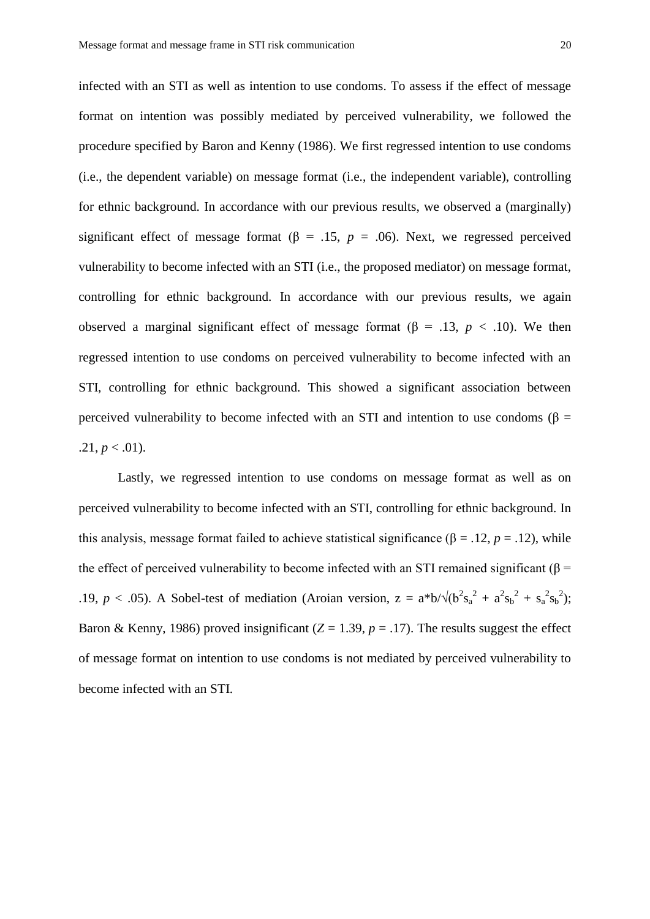infected with an STI as well as intention to use condoms. To assess if the effect of message format on intention was possibly mediated by perceived vulnerability, we followed the procedure specified by Baron and Kenny (1986). We first regressed intention to use condoms (i.e., the dependent variable) on message format (i.e., the independent variable), controlling for ethnic background. In accordance with our previous results, we observed a (marginally) significant effect of message format ($\beta = .15$, $p = .06$). Next, we regressed perceived vulnerability to become infected with an STI (i.e., the proposed mediator) on message format, controlling for ethnic background. In accordance with our previous results, we again observed a marginal significant effect of message format ($\beta = .13$, $p < .10$). We then regressed intention to use condoms on perceived vulnerability to become infected with an STI, controlling for ethnic background. This showed a significant association between perceived vulnerability to become infected with an STI and intention to use condoms ($\beta = .21$, $p < .01$).

Lastly, we regressed intention to use condoms on message format as well as on perceived vulnerability to become infected with an STI, controlling for ethnic background. In this analysis, message format failed to achieve statistical significance ($\beta = .12$, $p = .12$), while the effect of perceived vulnerability to become infected with an STI remained significant ($\beta = .19$, $p < .05$). A Sobel-test of mediation (Aroian version, $z = a*b/\sqrt{(b^2 s_a^2 + a^2 s_b^2 + s_a^2 s_b^2)}$; Baron & Kenny, 1986) proved insignificant ($Z = 1.39$, $p = .17$). The results suggest the effect of message format on intention to use condoms is not mediated by perceived vulnerability to become infected with an STI.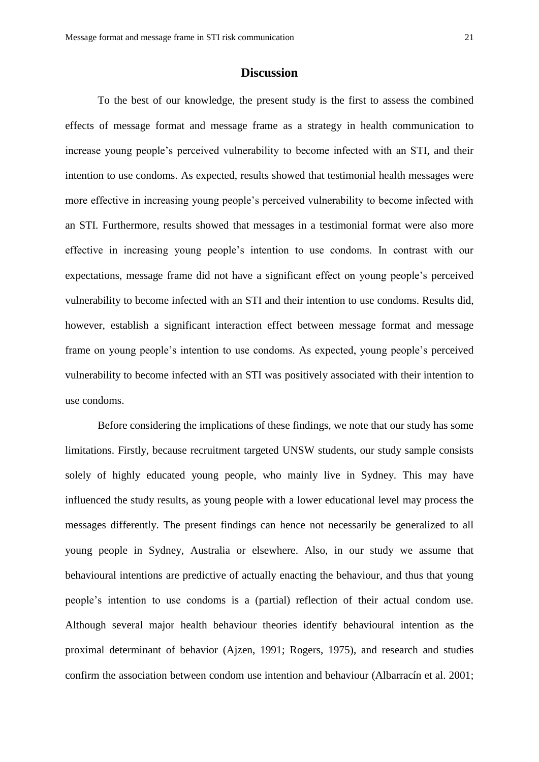## Discussion

To the best of our knowledge, the present study is the first to assess the combined effects of message format and message frame as a strategy in health communication to increase young people's perceived vulnerability to become infected with an STI, and their intention to use condoms. As expected, results showed that testimonial health messages were more effective in increasing young people's perceived vulnerability to become infected with an STI. Furthermore, results showed that messages in a testimonial format were also more effective in increasing young people's intention to use condoms. In contrast with our expectations, message frame did not have a significant effect on young people's perceived vulnerability to become infected with an STI and their intention to use condoms. Results did, however, establish a significant interaction effect between message format and message frame on young people's intention to use condoms. As expected, young people's perceived vulnerability to become infected with an STI was positively associated with their intention to use condoms.

Before considering the implications of these findings, we note that our study has some limitations. Firstly, because recruitment targeted UNSW students, our study sample consists solely of highly educated young people, who mainly live in Sydney. This may have influenced the study results, as young people with a lower educational level may process the messages differently. The present findings can hence not necessarily be generalized to all young people in Sydney, Australia or elsewhere. Also, in our study we assume that behavioural intentions are predictive of actually enacting the behaviour, and thus that young people's intention to use condoms is a (partial) reflection of their actual condom use. Although several major health behaviour theories identify behavioural intention as the proximal determinant of behavior (Ajzen, 1991; Rogers, 1975), and research and studies confirm the association between condom use intention and behaviour (Albarracín et al. 2001;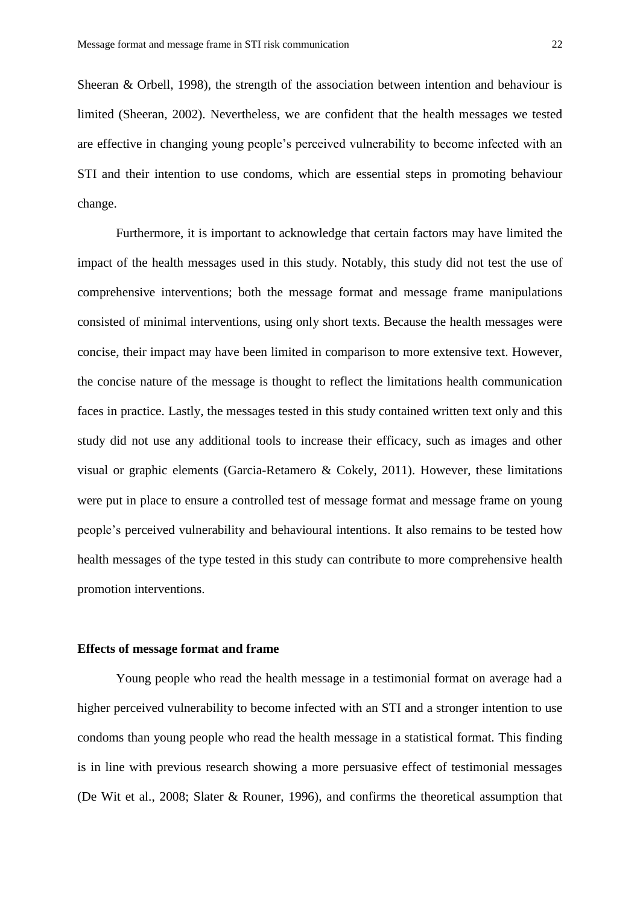Sheeran & Orbell, 1998), the strength of the association between intention and behaviour is limited (Sheeran, 2002). Nevertheless, we are confident that the health messages we tested are effective in changing young people's perceived vulnerability to become infected with an STI and their intention to use condoms, which are essential steps in promoting behaviour change.

Furthermore, it is important to acknowledge that certain factors may have limited the impact of the health messages used in this study. Notably, this study did not test the use of comprehensive interventions; both the message format and message frame manipulations consisted of minimal interventions, using only short texts. Because the health messages were concise, their impact may have been limited in comparison to more extensive text. However, the concise nature of the message is thought to reflect the limitations health communication faces in practice. Lastly, the messages tested in this study contained written text only and this study did not use any additional tools to increase their efficacy, such as images and other visual or graphic elements (Garcia-Retamero & Cokely, 2011). However, these limitations were put in place to ensure a controlled test of message format and message frame on young people's perceived vulnerability and behavioural intentions. It also remains to be tested how health messages of the type tested in this study can contribute to more comprehensive health promotion interventions.

**Effects of message format and frame**

Young people who read the health message in a testimonial format on average had a higher perceived vulnerability to become infected with an STI and a stronger intention to use condoms than young people who read the health message in a statistical format. This finding is in line with previous research showing a more persuasive effect of testimonial messages (De Wit et al., 2008; Slater & Rouner, 1996), and confirms the theoretical assumption that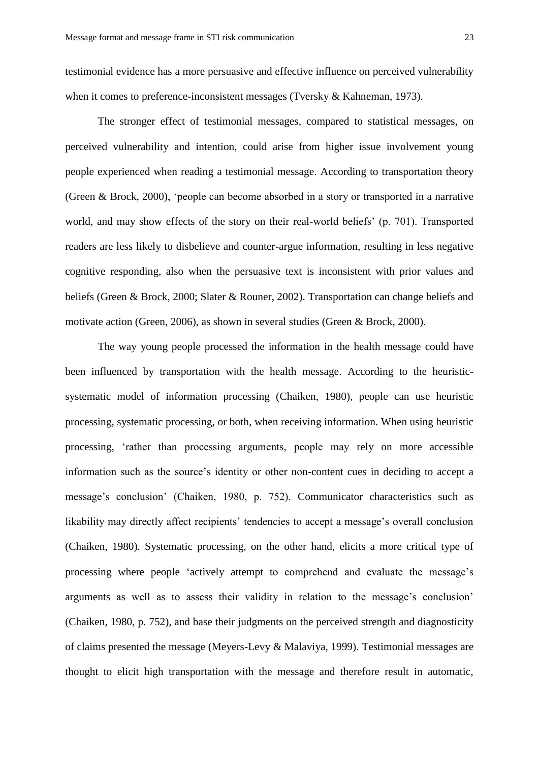testimonial evidence has a more persuasive and effective influence on perceived vulnerability when it comes to preference-inconsistent messages (Tversky & Kahneman, 1973).

The stronger effect of testimonial messages, compared to statistical messages, on perceived vulnerability and intention, could arise from higher issue involvement young people experienced when reading a testimonial message. According to transportation theory (Green & Brock, 2000), 'people can become absorbed in a story or transported in a narrative world, and may show effects of the story on their real-world beliefs' (p. 701). Transported readers are less likely to disbelieve and counter-argue information, resulting in less negative cognitive responding, also when the persuasive text is inconsistent with prior values and beliefs (Green & Brock, 2000; Slater & Rouner, 2002). Transportation can change beliefs and motivate action (Green, 2006), as shown in several studies (Green & Brock, 2000).

The way young people processed the information in the health message could have been influenced by transportation with the health message. According to the heuristic-systematic model of information processing (Chaiken, 1980), people can use heuristic processing, systematic processing, or both, when receiving information. When using heuristic processing, 'rather than processing arguments, people may rely on more accessible information such as the source's identity or other non-content cues in deciding to accept a message's conclusion' (Chaiken, 1980, p. 752). Communicator characteristics such as likability may directly affect recipients' tendencies to accept a message's overall conclusion (Chaiken, 1980). Systematic processing, on the other hand, elicits a more critical type of processing where people 'actively attempt to comprehend and evaluate the message's arguments as well as to assess their validity in relation to the message's conclusion' (Chaiken, 1980, p. 752), and base their judgments on the perceived strength and diagnosticity of claims presented the message (Meyers-Levy & Malaviya, 1999). Testimonial messages are thought to elicit high transportation with the message and therefore result in automatic,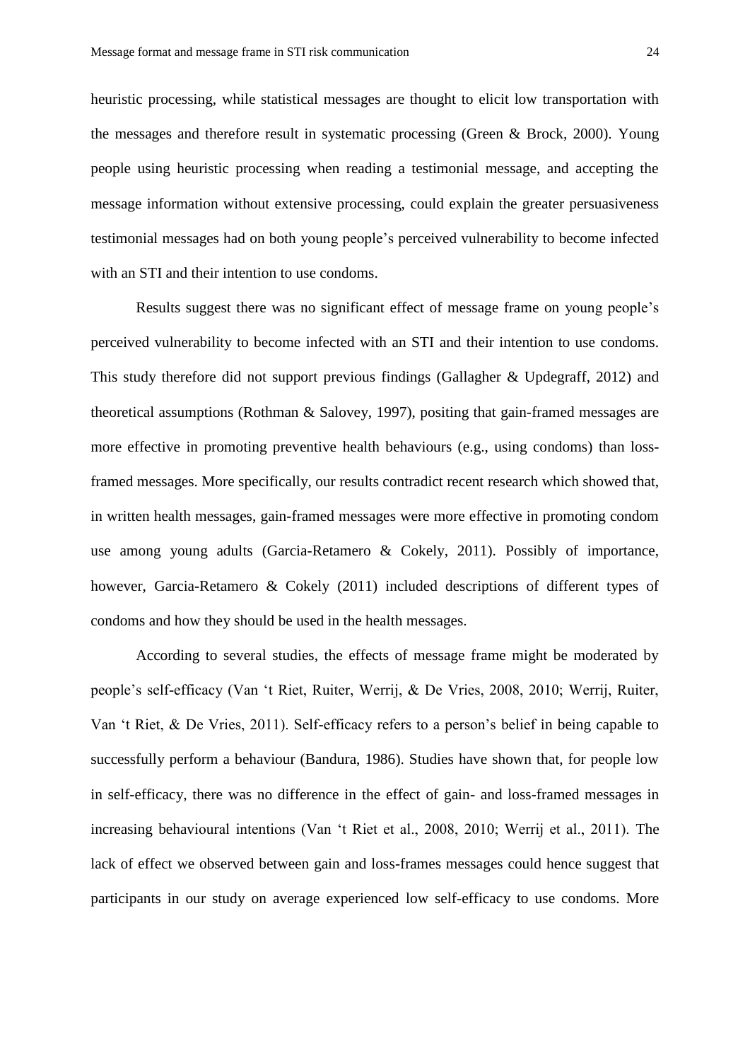heuristic processing, while statistical messages are thought to elicit low transportation with the messages and therefore result in systematic processing (Green & Brock, 2000). Young people using heuristic processing when reading a testimonial message, and accepting the message information without extensive processing, could explain the greater persuasiveness testimonial messages had on both young people's perceived vulnerability to become infected with an STI and their intention to use condoms.

Results suggest there was no significant effect of message frame on young people's perceived vulnerability to become infected with an STI and their intention to use condoms. This study therefore did not support previous findings (Gallagher & Updegraff, 2012) and theoretical assumptions (Rothman & Salovey, 1997), positing that gain-framed messages are more effective in promoting preventive health behaviours (e.g., using condoms) than loss-framed messages. More specifically, our results contradict recent research which showed that, in written health messages, gain-framed messages were more effective in promoting condom use among young adults (Garcia-Retamero & Cokely, 2011). Possibly of importance, however, Garcia-Retamero & Cokely (2011) included descriptions of different types of condoms and how they should be used in the health messages.

According to several studies, the effects of message frame might be moderated by people's self-efficacy (Van 't Riet, Ruiter, Werrij, & De Vries, 2008, 2010; Werrij, Ruiter, Van 't Riet, & De Vries, 2011). Self-efficacy refers to a person's belief in being capable to successfully perform a behaviour (Bandura, 1986). Studies have shown that, for people low in self-efficacy, there was no difference in the effect of gain- and loss-framed messages in increasing behavioural intentions (Van 't Riet et al., 2008, 2010; Werrij et al., 2011). The lack of effect we observed between gain and loss-frames messages could hence suggest that participants in our study on average experienced low self-efficacy to use condoms. More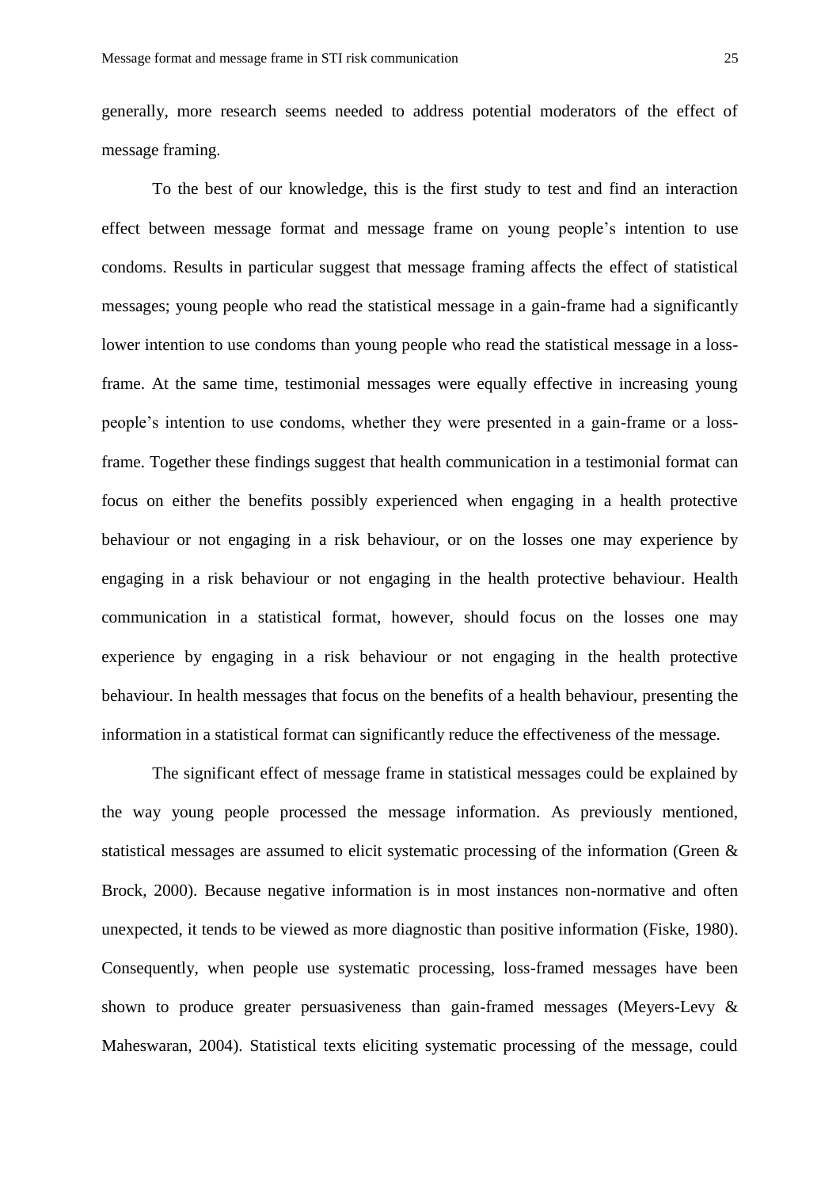generally, more research seems needed to address potential moderators of the effect of message framing.

To the best of our knowledge, this is the first study to test and find an interaction effect between message format and message frame on young people's intention to use condoms. Results in particular suggest that message framing affects the effect of statistical messages; young people who read the statistical message in a gain-frame had a significantly lower intention to use condoms than young people who read the statistical message in a loss-frame. At the same time, testimonial messages were equally effective in increasing young people's intention to use condoms, whether they were presented in a gain-frame or a loss-frame. Together these findings suggest that health communication in a testimonial format can focus on either the benefits possibly experienced when engaging in a health protective behaviour or not engaging in a risk behaviour, or on the losses one may experience by engaging in a risk behaviour or not engaging in the health protective behaviour. Health communication in a statistical format, however, should focus on the losses one may experience by engaging in a risk behaviour or not engaging in the health protective behaviour. In health messages that focus on the benefits of a health behaviour, presenting the information in a statistical format can significantly reduce the effectiveness of the message.

The significant effect of message frame in statistical messages could be explained by the way young people processed the message information. As previously mentioned, statistical messages are assumed to elicit systematic processing of the information (Green & Brock, 2000). Because negative information is in most instances non-normative and often unexpected, it tends to be viewed as more diagnostic than positive information (Fiske, 1980). Consequently, when people use systematic processing, loss-framed messages have been shown to produce greater persuasiveness than gain-framed messages (Meyers-Levy & Maheswaran, 2004). Statistical texts eliciting systematic processing of the message, could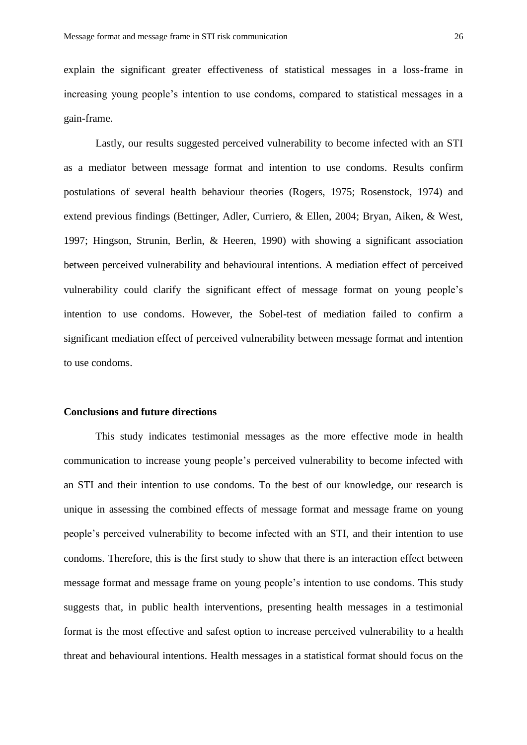explain the significant greater effectiveness of statistical messages in a loss-frame in increasing young people's intention to use condoms, compared to statistical messages in a gain-frame.

Lastly, our results suggested perceived vulnerability to become infected with an STI as a mediator between message format and intention to use condoms. Results confirm postulations of several health behaviour theories (Rogers, 1975; Rosenstock, 1974) and extend previous findings (Bettinger, Adler, Curriero, & Ellen, 2004; Bryan, Aiken, & West, 1997; Hingson, Strunin, Berlin, & Heeren, 1990) with showing a significant association between perceived vulnerability and behavioural intentions. A mediation effect of perceived vulnerability could clarify the significant effect of message format on young people's intention to use condoms. However, the Sobel-test of mediation failed to confirm a significant mediation effect of perceived vulnerability between message format and intention to use condoms.

**Conclusions and future directions**

This study indicates testimonial messages as the more effective mode in health communication to increase young people's perceived vulnerability to become infected with an STI and their intention to use condoms. To the best of our knowledge, our research is unique in assessing the combined effects of message format and message frame on young people's perceived vulnerability to become infected with an STI, and their intention to use condoms. Therefore, this is the first study to show that there is an interaction effect between message format and message frame on young people's intention to use condoms. This study suggests that, in public health interventions, presenting health messages in a testimonial format is the most effective and safest option to increase perceived vulnerability to a health threat and behavioural intentions. Health messages in a statistical format should focus on the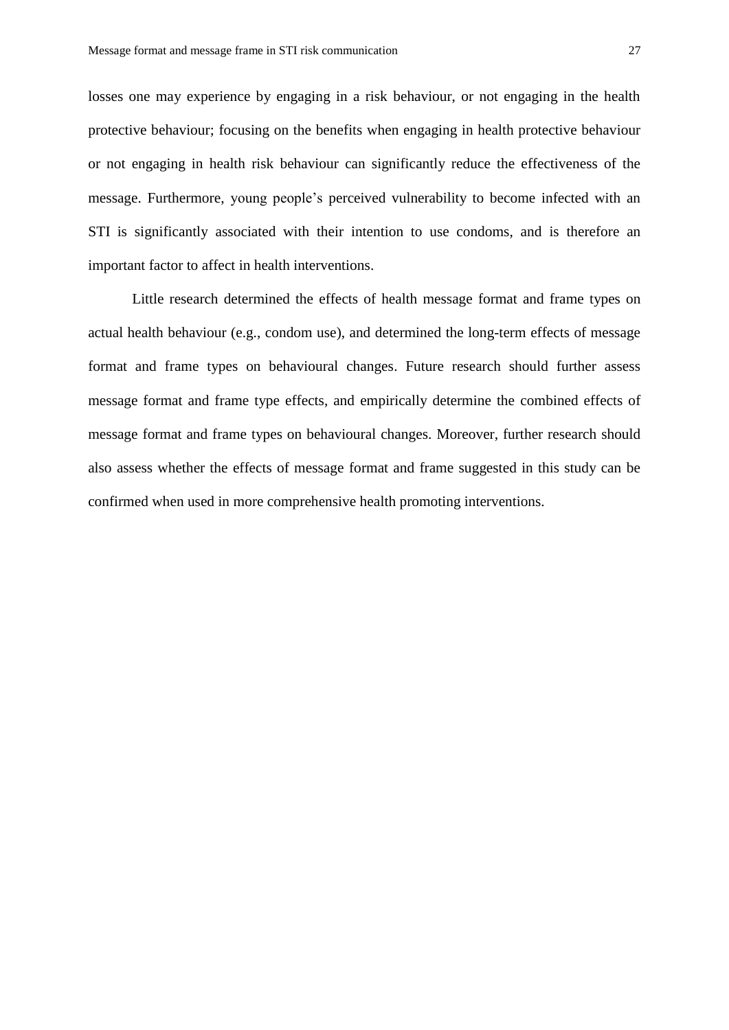losses one may experience by engaging in a risk behaviour, or not engaging in the health protective behaviour; focusing on the benefits when engaging in health protective behaviour or not engaging in health risk behaviour can significantly reduce the effectiveness of the message. Furthermore, young people's perceived vulnerability to become infected with an STI is significantly associated with their intention to use condoms, and is therefore an important factor to affect in health interventions.

Little research determined the effects of health message format and frame types on actual health behaviour (e.g., condom use), and determined the long-term effects of message format and frame types on behavioural changes. Future research should further assess message format and frame type effects, and empirically determine the combined effects of message format and frame types on behavioural changes. Moreover, further research should also assess whether the effects of message format and frame suggested in this study can be confirmed when used in more comprehensive health promoting interventions.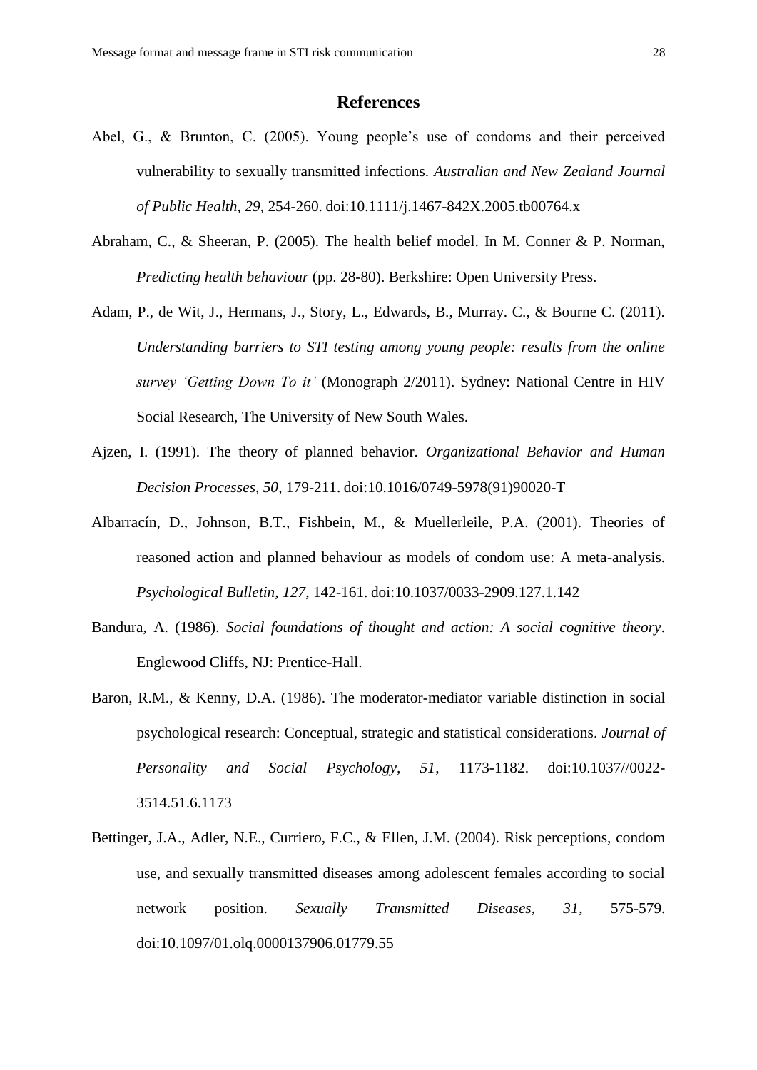## References

Abel, G., & Brunton, C. (2005). Young people's use of condoms and their perceived vulnerability to sexually transmitted infections. *Australian and New Zealand Journal of Public Health, 29*, 254-260. doi:10.1111/j.1467-842X.2005.tb00764.x

Abraham, C., & Sheeran, P. (2005). The health belief model. In M. Conner & P. Norman, *Predicting health behaviour* (pp. 28-80). Berkshire: Open University Press.

Adam, P., de Wit, J., Hermans, J., Story, L., Edwards, B., Murray. C., & Bourne C. (2011). *Understanding barriers to STI testing among young people: results from the online survey 'Getting Down To it'* (Monograph 2/2011). Sydney: National Centre in HIV Social Research, The University of New South Wales.

Ajzen, I. (1991). The theory of planned behavior. *Organizational Behavior and Human Decision Processes, 50*, 179-211. doi:10.1016/0749-5978(91)90020-T

Albarracín, D., Johnson, B.T., Fishbein, M., & Muellerleile, P.A. (2001). Theories of reasoned action and planned behaviour as models of condom use: A meta-analysis. *Psychological Bulletin, 127*, 142-161. doi:10.1037/0033-2909.127.1.142

Bandura, A. (1986). *Social foundations of thought and action: A social cognitive theory*. Englewood Cliffs, NJ: Prentice-Hall.

Baron, R.M., & Kenny, D.A. (1986). The moderator-mediator variable distinction in social psychological research: Conceptual, strategic and statistical considerations. *Journal of Personality and Social Psychology, 51*, 1173-1182. doi:10.1037//0022-3514.51.6.1173

Bettinger, J.A., Adler, N.E., Curriero, F.C., & Ellen, J.M. (2004). Risk perceptions, condom use, and sexually transmitted diseases among adolescent females according to social network position. *Sexually Transmitted Diseases, 31*, 575-579. doi:10.1097/01.olq.0000137906.01779.55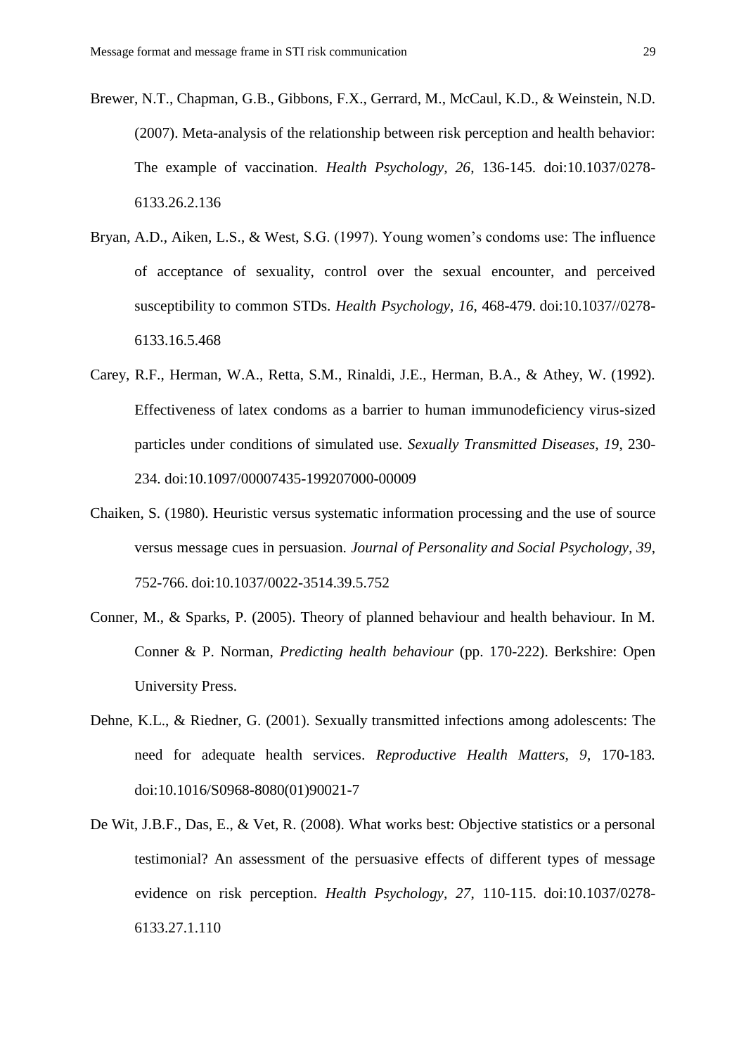Brewer, N.T., Chapman, G.B., Gibbons, F.X., Gerrard, M., McCaul, K.D., & Weinstein, N.D. (2007). Meta-analysis of the relationship between risk perception and health behavior: The example of vaccination. *Health Psychology, 26*, 136-145. doi:10.1037/0278-6133.26.2.136

Bryan, A.D., Aiken, L.S., & West, S.G. (1997). Young women's condoms use: The influence of acceptance of sexuality, control over the sexual encounter, and perceived susceptibility to common STDs. *Health Psychology, 16*, 468-479. doi:10.1037//0278-6133.16.5.468

Carey, R.F., Herman, W.A., Retta, S.M., Rinaldi, J.E., Herman, B.A., & Athey, W. (1992). Effectiveness of latex condoms as a barrier to human immunodeficiency virus-sized particles under conditions of simulated use. *Sexually Transmitted Diseases, 19*, 230-234. doi:10.1097/00007435-199207000-00009

Chaiken, S. (1980). Heuristic versus systematic information processing and the use of source versus message cues in persuasion. *Journal of Personality and Social Psychology, 39*, 752-766. doi:10.1037/0022-3514.39.5.752

Conner, M., & Sparks, P. (2005). Theory of planned behaviour and health behaviour. In M. Conner & P. Norman, *Predicting health behaviour* (pp. 170-222). Berkshire: Open University Press.

Dehne, K.L., & Riedner, G. (2001). Sexually transmitted infections among adolescents: The need for adequate health services. *Reproductive Health Matters, 9*, 170-183. doi:10.1016/S0968-8080(01)90021-7

De Wit, J.B.F., Das, E., & Vet, R. (2008). What works best: Objective statistics or a personal testimonial? An assessment of the persuasive effects of different types of message evidence on risk perception. *Health Psychology, 27*, 110-115. doi:10.1037/0278-6133.27.1.110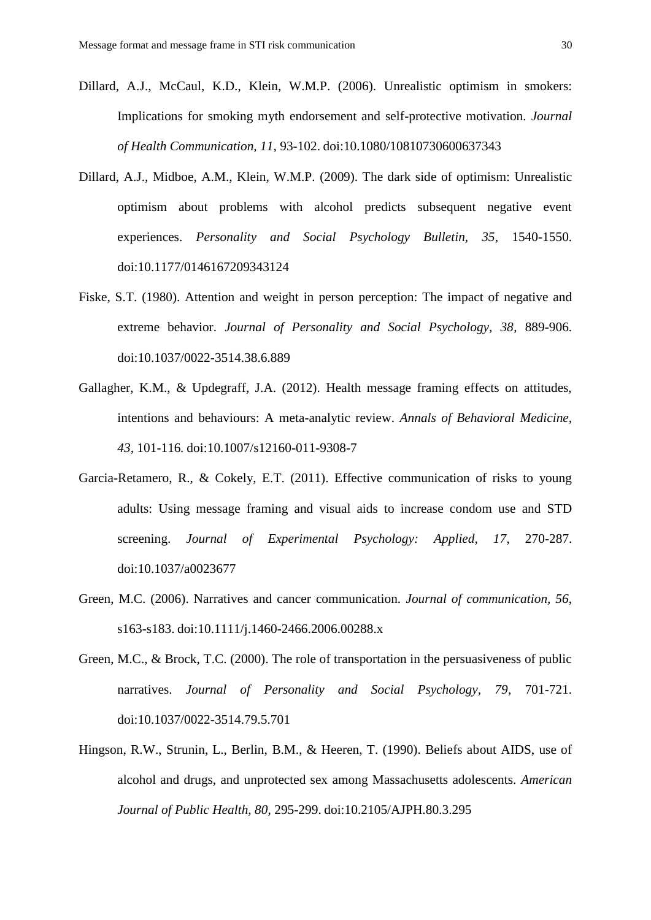Dillard, A.J., McCaul, K.D., Klein, W.M.P. (2006). Unrealistic optimism in smokers: Implications for smoking myth endorsement and self-protective motivation. *Journal of Health Communication, 11*, 93-102. doi:10.1080/10810730600637343

Dillard, A.J., Midboe, A.M., Klein, W.M.P. (2009). The dark side of optimism: Unrealistic optimism about problems with alcohol predicts subsequent negative event experiences. *Personality and Social Psychology Bulletin, 35*, 1540-1550. doi:10.1177/0146167209343124

Fiske, S.T. (1980). Attention and weight in person perception: The impact of negative and extreme behavior. *Journal of Personality and Social Psychology, 38*, 889-906. doi:10.1037/0022-3514.38.6.889

Gallagher, K.M., & Updegraff, J.A. (2012). Health message framing effects on attitudes, intentions and behaviours: A meta-analytic review. *Annals of Behavioral Medicine, 43*, 101-116. doi:10.1007/s12160-011-9308-7

Garcia-Retamero, R., & Cokely, E.T. (2011). Effective communication of risks to young adults: Using message framing and visual aids to increase condom use and STD screening. *Journal of Experimental Psychology: Applied, 17*, 270-287. doi:10.1037/a0023677

Green, M.C. (2006). Narratives and cancer communication. *Journal of communication, 56*, s163-s183. doi:10.1111/j.1460-2466.2006.00288.x

Green, M.C., & Brock, T.C. (2000). The role of transportation in the persuasiveness of public narratives. *Journal of Personality and Social Psychology, 79*, 701-721. doi:10.1037/0022-3514.79.5.701

Hingson, R.W., Strunin, L., Berlin, B.M., & Heeren, T. (1990). Beliefs about AIDS, use of alcohol and drugs, and unprotected sex among Massachusetts adolescents. *American Journal of Public Health, 80*, 295-299. doi:10.2105/AJPH.80.3.295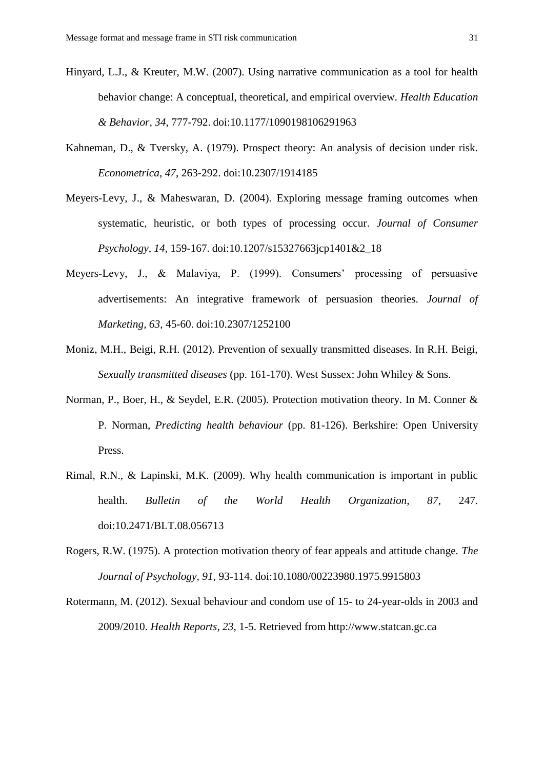Hinyard, L.J., & Kreuter, M.W. (2007). Using narrative communication as a tool for health behavior change: A conceptual, theoretical, and empirical overview. *Health Education & Behavior, 34*, 777-792. doi:10.1177/1090198106291963

Kahneman, D., & Tversky, A. (1979). Prospect theory: An analysis of decision under risk. *Econometrica, 47*, 263-292. doi:10.2307/1914185

Meyers-Levy, J., & Maheswaran, D. (2004). Exploring message framing outcomes when systematic, heuristic, or both types of processing occur. *Journal of Consumer Psychology, 14*, 159-167. doi:10.1207/s15327663jcp1401&2_18

Meyers-Levy, J., & Malaviya, P. (1999). Consumers' processing of persuasive advertisements: An integrative framework of persuasion theories. *Journal of Marketing, 63*, 45-60. doi:10.2307/1252100

Moniz, M.H., Beigi, R.H. (2012). Prevention of sexually transmitted diseases. In R.H. Beigi, *Sexually transmitted diseases* (pp. 161-170). West Sussex: John Whiley & Sons.

Norman, P., Boer, H., & Seydel, E.R. (2005). Protection motivation theory. In M. Conner & P. Norman, *Predicting health behaviour* (pp. 81-126). Berkshire: Open University Press.

Rimal, R.N., & Lapinski, M.K. (2009). Why health communication is important in public health. *Bulletin of the World Health Organization, 87*, 247. doi:10.2471/BLT.08.056713

Rogers, R.W. (1975). A protection motivation theory of fear appeals and attitude change. *The Journal of Psychology, 91*, 93-114. doi:10.1080/00223980.1975.9915803

Rotermann, M. (2012). Sexual behaviour and condom use of 15- to 24-year-olds in 2003 and 2009/2010. *Health Reports, 23*, 1-5. Retrieved from http://www.statcan.gc.ca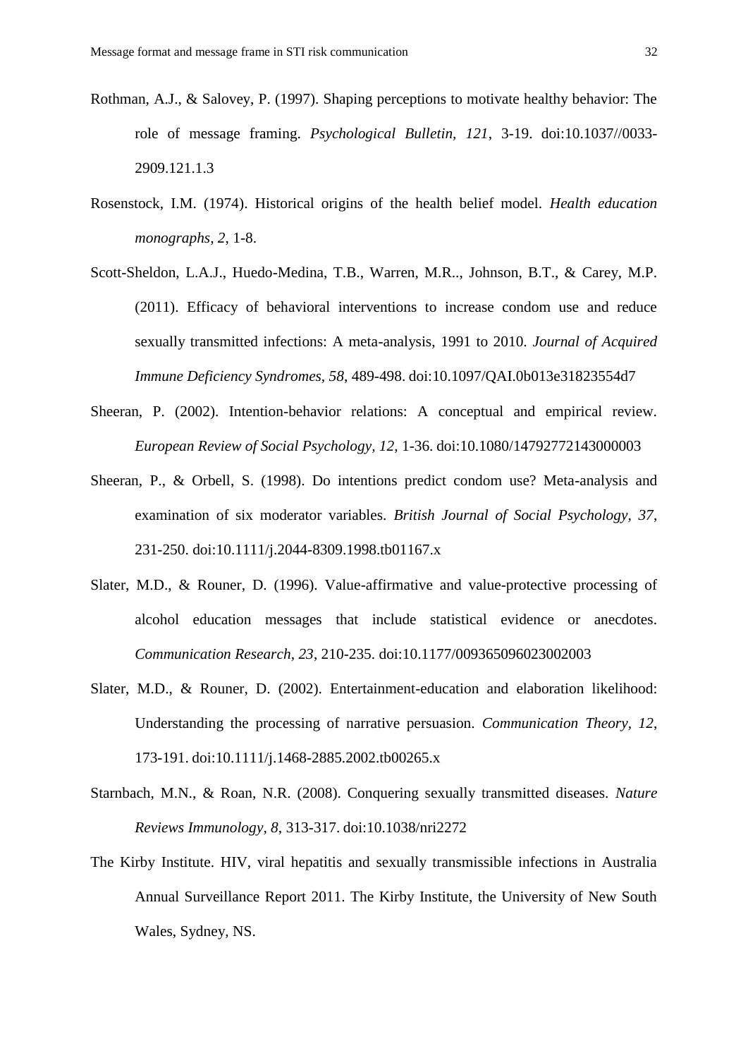Rothman, A.J., & Salovey, P. (1997). Shaping perceptions to motivate healthy behavior: The role of message framing. *Psychological Bulletin, 121*, 3-19. doi:10.1037//0033-2909.121.1.3

Rosenstock, I.M. (1974). Historical origins of the health belief model. *Health education monographs, 2*, 1-8.

Scott-Sheldon, L.A.J., Huedo-Medina, T.B., Warren, M.R.., Johnson, B.T., & Carey, M.P. (2011). Efficacy of behavioral interventions to increase condom use and reduce sexually transmitted infections: A meta-analysis, 1991 to 2010. *Journal of Acquired Immune Deficiency Syndromes, 58*, 489-498. doi:10.1097/QAI.0b013e31823554d7

Sheeran, P. (2002). Intention-behavior relations: A conceptual and empirical review. *European Review of Social Psychology, 12*, 1-36. doi:10.1080/14792772143000003

Sheeran, P., & Orbell, S. (1998). Do intentions predict condom use? Meta-analysis and examination of six moderator variables. *British Journal of Social Psychology, 37*, 231-250. doi:10.1111/j.2044-8309.1998.tb01167.x

Slater, M.D., & Rouner, D. (1996). Value-affirmative and value-protective processing of alcohol education messages that include statistical evidence or anecdotes. *Communication Research, 23*, 210-235. doi:10.1177/009365096023002003

Slater, M.D., & Rouner, D. (2002). Entertainment-education and elaboration likelihood: Understanding the processing of narrative persuasion. *Communication Theory, 12*, 173-191. doi:10.1111/j.1468-2885.2002.tb00265.x

Starnbach, M.N., & Roan, N.R. (2008). Conquering sexually transmitted diseases. *Nature Reviews Immunology, 8*, 313-317. doi:10.1038/nri2272

The Kirby Institute. HIV, viral hepatitis and sexually transmissible infections in Australia Annual Surveillance Report 2011. The Kirby Institute, the University of New South Wales, Sydney, NS.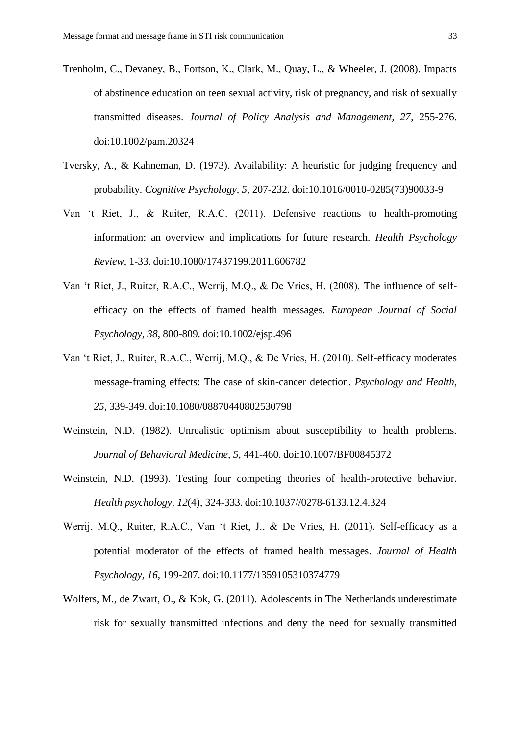Trenholm, C., Devaney, B., Fortson, K., Clark, M., Quay, L., & Wheeler, J. (2008). Impacts of abstinence education on teen sexual activity, risk of pregnancy, and risk of sexually transmitted diseases. *Journal of Policy Analysis and Management, 27,* 255-276. doi:10.1002/pam.20324

Tversky, A., & Kahneman, D. (1973). Availability: A heuristic for judging frequency and probability. *Cognitive Psychology, 5*, 207-232. doi:10.1016/0010-0285(73)90033-9

Van 't Riet, J., & Ruiter, R.A.C. (2011). Defensive reactions to health-promoting information: an overview and implications for future research. *Health Psychology Review*, 1-33. doi:10.1080/17437199.2011.606782

Van 't Riet, J., Ruiter, R.A.C., Werrij, M.Q., & De Vries, H. (2008). The influence of self-efficacy on the effects of framed health messages. *European Journal of Social Psychology, 38*, 800-809. doi:10.1002/ejsp.496

Van 't Riet, J., Ruiter, R.A.C., Werrij, M.Q., & De Vries, H. (2010). Self-efficacy moderates message-framing effects: The case of skin-cancer detection. *Psychology and Health, 25*, 339-349. doi:10.1080/08870440802530798

Weinstein, N.D. (1982). Unrealistic optimism about susceptibility to health problems. *Journal of Behavioral Medicine, 5*, 441-460. doi:10.1007/BF00845372

Weinstein, N.D. (1993). Testing four competing theories of health-protective behavior. *Health psychology, 12*(4), 324-333. doi:10.1037//0278-6133.12.4.324

Werrij, M.Q., Ruiter, R.A.C., Van 't Riet, J., & De Vries, H. (2011). Self-efficacy as a potential moderator of the effects of framed health messages. *Journal of Health Psychology, 16*, 199-207. doi:10.1177/1359105310374779

Wolfers, M., de Zwart, O., & Kok, G. (2011). Adolescents in The Netherlands underestimate risk for sexually transmitted infections and deny the need for sexually transmitted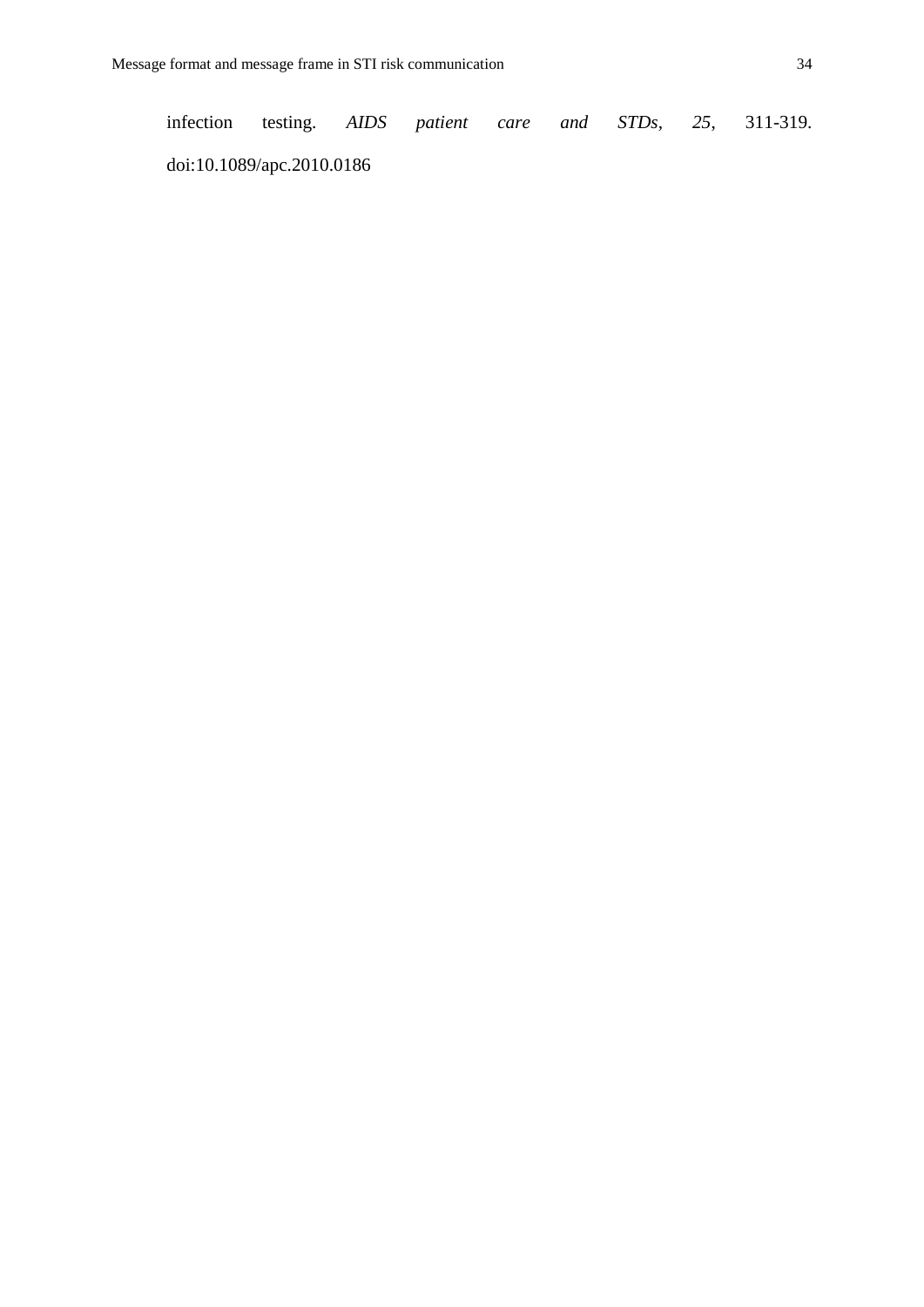infection testing. *AIDS patient care and STDs, 25*, 311-319. doi:10.1089/apc.2010.0186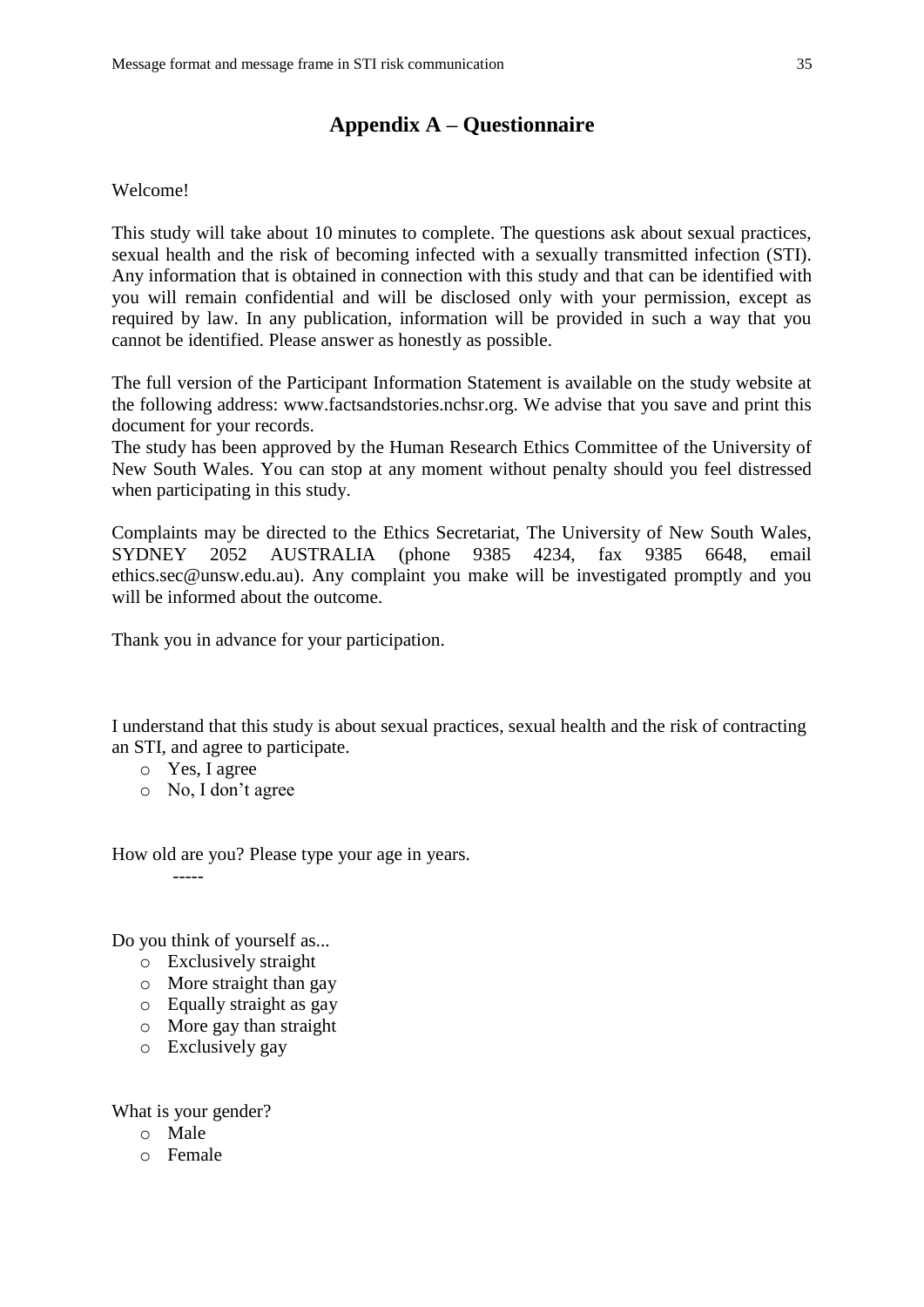## Appendix A – Questionnaire

Welcome!

This study will take about 10 minutes to complete. The questions ask about sexual practices, sexual health and the risk of becoming infected with a sexually transmitted infection (STI). Any information that is obtained in connection with this study and that can be identified with you will remain confidential and will be disclosed only with your permission, except as required by law. In any publication, information will be provided in such a way that you cannot be identified. Please answer as honestly as possible.

The full version of the Participant Information Statement is available on the study website at the following address: www.factsandstories.nchsr.org. We advise that you save and print this document for your records.
The study has been approved by the Human Research Ethics Committee of the University of New South Wales. You can stop at any moment without penalty should you feel distressed when participating in this study.

Complaints may be directed to the Ethics Secretariat, The University of New South Wales, SYDNEY 2052 AUSTRALIA (phone 9385 4234, fax 9385 6648, email ethics.sec@unsw.edu.au). Any complaint you make will be investigated promptly and you will be informed about the outcome.

Thank you in advance for your participation.

I understand that this study is about sexual practices, sexual health and the risk of contracting an STI, and agree to participate.

- Yes, I agree
- No, I don't agree

How old are you? Please type your age in years.

-----

Do you think of yourself as...

- Exclusively straight
- More straight than gay
- Equally straight as gay
- More gay than straight
- Exclusively gay

What is your gender?

- Male
- Female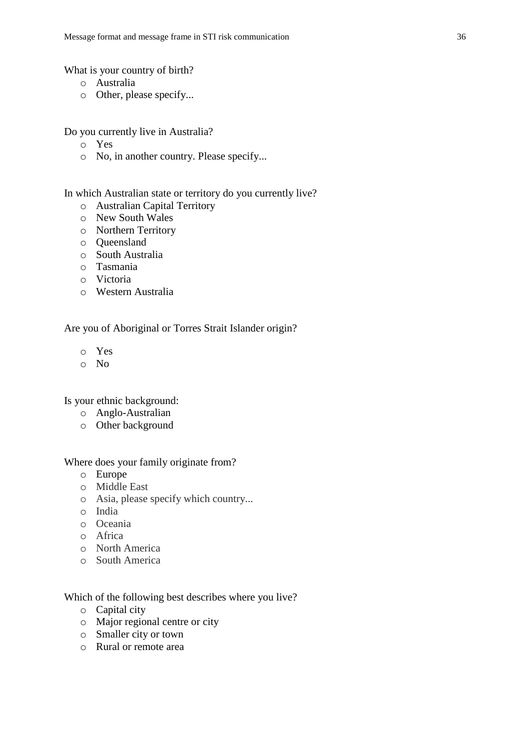What is your country of birth?

- Australia
- Other, please specify...

Do you currently live in Australia?

- Yes
- No, in another country. Please specify...

In which Australian state or territory do you currently live?

- Australian Capital Territory
- New South Wales
- Northern Territory
- Queensland
- South Australia
- Tasmania
- Victoria
- Western Australia

Are you of Aboriginal or Torres Strait Islander origin?

- Yes
- No

Is your ethnic background:

- Anglo-Australian
- Other background

Where does your family originate from?

- Europe
- Middle East
- Asia, please specify which country...
- India
- Oceania
- Africa
- North America
- South America

Which of the following best describes where you live?

- Capital city
- Major regional centre or city
- Smaller city or town
- Rural or remote area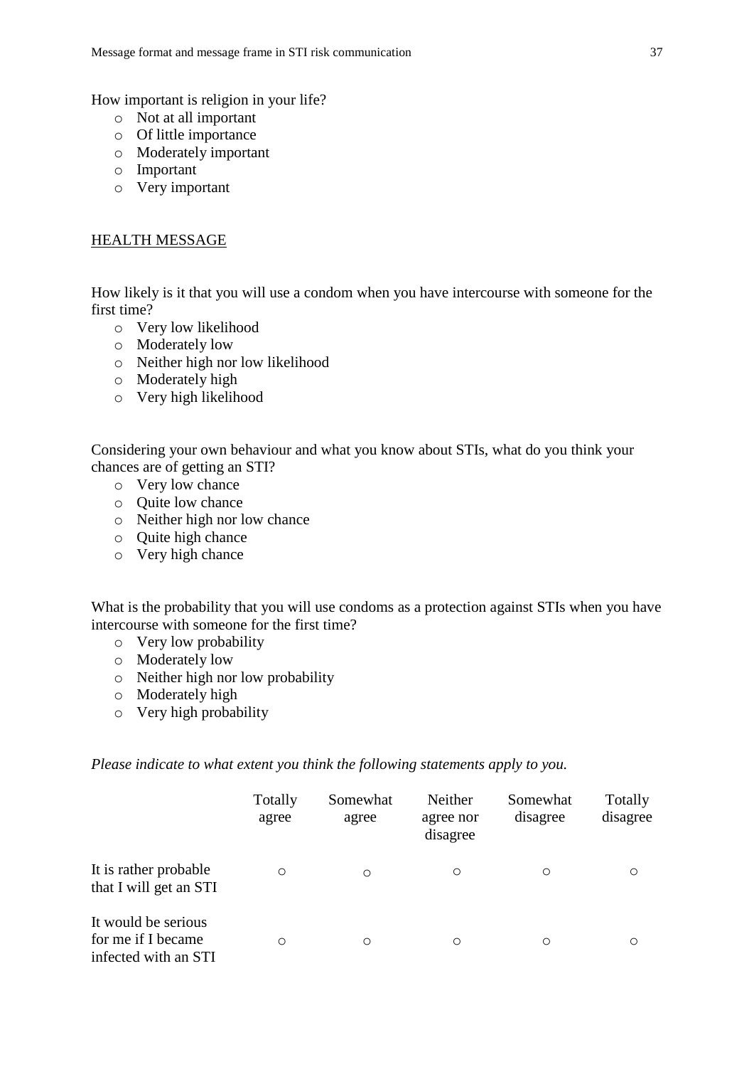How important is religion in your life?

- Not at all important
- Of little importance
- Moderately important
- Important
- Very important

HEALTH MESSAGE

How likely is it that you will use a condom when you have intercourse with someone for the first time?

- Very low likelihood
- Moderately low
- Neither high nor low likelihood
- Moderately high
- Very high likelihood

Considering your own behaviour and what you know about STIs, what do you think your chances are of getting an STI?

- Very low chance
- Quite low chance
- Neither high nor low chance
- Quite high chance
- Very high chance

What is the probability that you will use condoms as a protection against STIs when you have intercourse with someone for the first time?

- Very low probability
- Moderately low
- Neither high nor low probability
- Moderately high
- Very high probability

*Please indicate to what extent you think the following statements apply to you.*

| | Totally agree | Somewhat agree | Neither agree nor disagree | Somewhat disagree | Totally disagree |
|---|---|---|---|---|---|
| It is rather probable that I will get an STI | ○ | ○ | ○ | ○ | ○ |
| It would be serious for me if I became infected with an STI | ○ | ○ | ○ | ○ | ○ |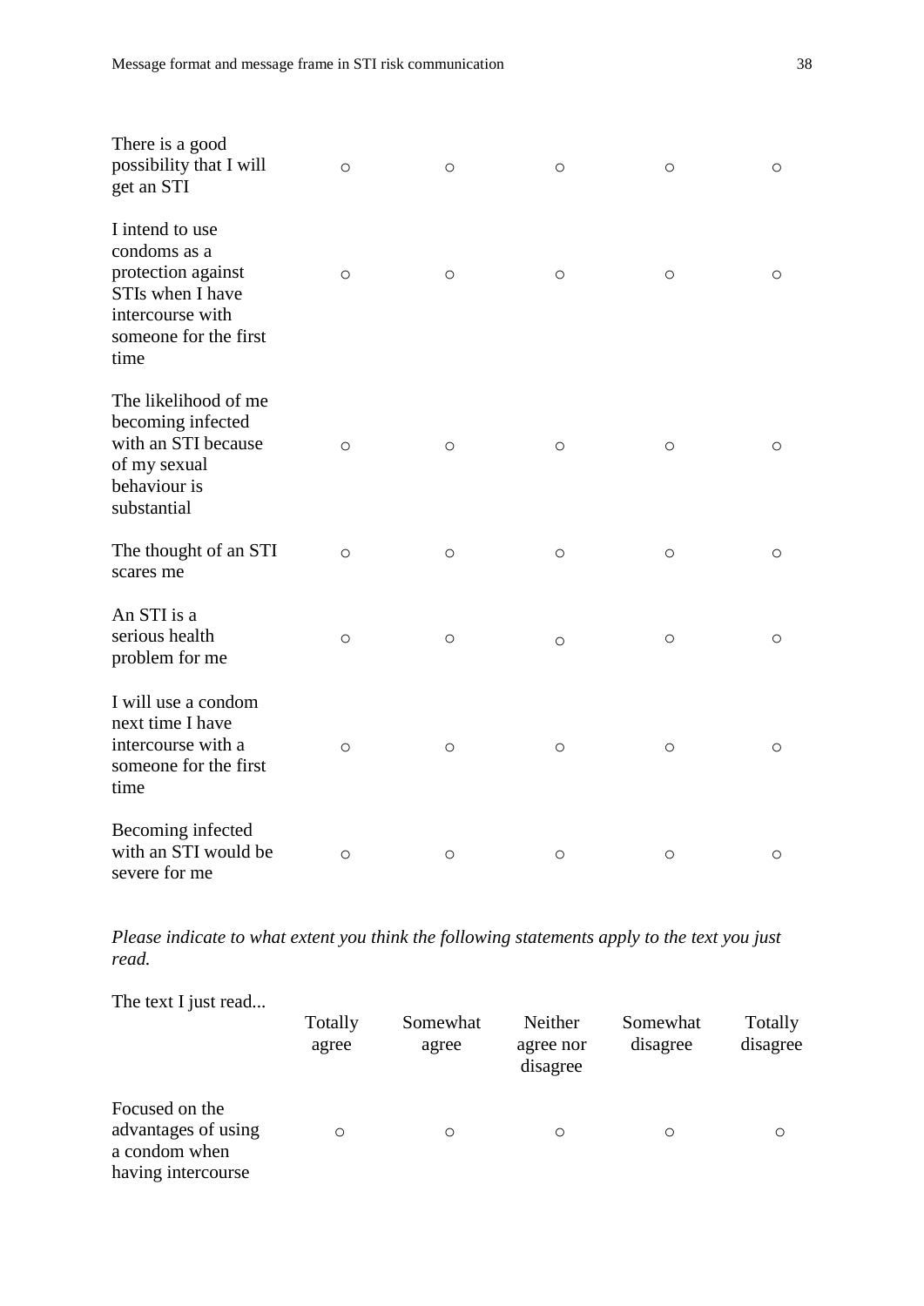| | | | | | |
|---|---|---|---|---|---|
| There is a good possibility that I will get an STI | ○ | ○ | ○ | ○ | ○ |
| I intend to use condoms as a protection against STIs when I have intercourse with someone for the first time | ○ | ○ | ○ | ○ | ○ |
| The likelihood of me becoming infected with an STI because of my sexual behaviour is substantial | ○ | ○ | ○ | ○ | ○ |
| The thought of an STI scares me | ○ | ○ | ○ | ○ | ○ |
| An STI is a serious health problem for me | ○ | ○ | ○ | ○ | ○ |
| I will use a condom next time I have intercourse with a someone for the first time | ○ | ○ | ○ | ○ | ○ |
| Becoming infected with an STI would be severe for me | ○ | ○ | ○ | ○ | ○ |

*Please indicate to what extent you think the following statements apply to the text you just read.*

| The text I just read... | Totally agree | Somewhat agree | Neither agree nor disagree | Somewhat disagree | Totally disagree |
|---|---|---|---|---|---|
| Focused on the advantages of using a condom when having intercourse | ○ | ○ | ○ | ○ | ○ |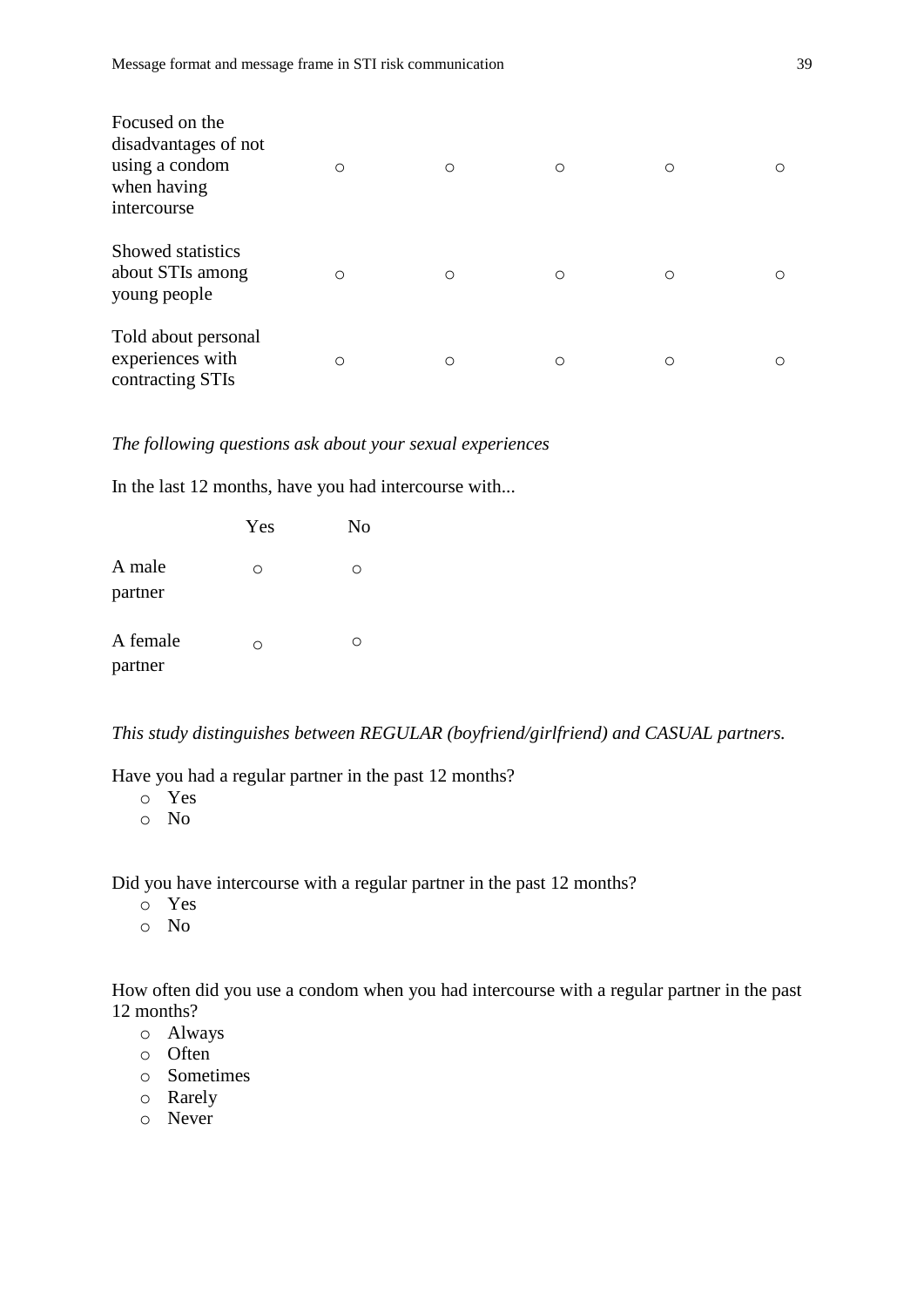| | | | | | |
|---|---|---|---|---|---|
| Focused on the disadvantages of not using a condom when having intercourse | ○ | ○ | ○ | ○ | ○ |
| Showed statistics about STIs among young people | ○ | ○ | ○ | ○ | ○ |
| Told about personal experiences with contracting STIs | ○ | ○ | ○ | ○ | ○ |

*The following questions ask about your sexual experiences*

In the last 12 months, have you had intercourse with...

| | Yes | No |
|---|---|---|
| A male partner | ○ | ○ |
| A female partner | ○ | ○ |

*This study distinguishes between REGULAR (boyfriend/girlfriend) and CASUAL partners.*

Have you had a regular partner in the past 12 months?

- ○ Yes
- ○ No

Did you have intercourse with a regular partner in the past 12 months?

- ○ Yes
- ○ No

How often did you use a condom when you had intercourse with a regular partner in the past 12 months?

- ○ Always
- ○ Often
- ○ Sometimes
- ○ Rarely
- ○ Never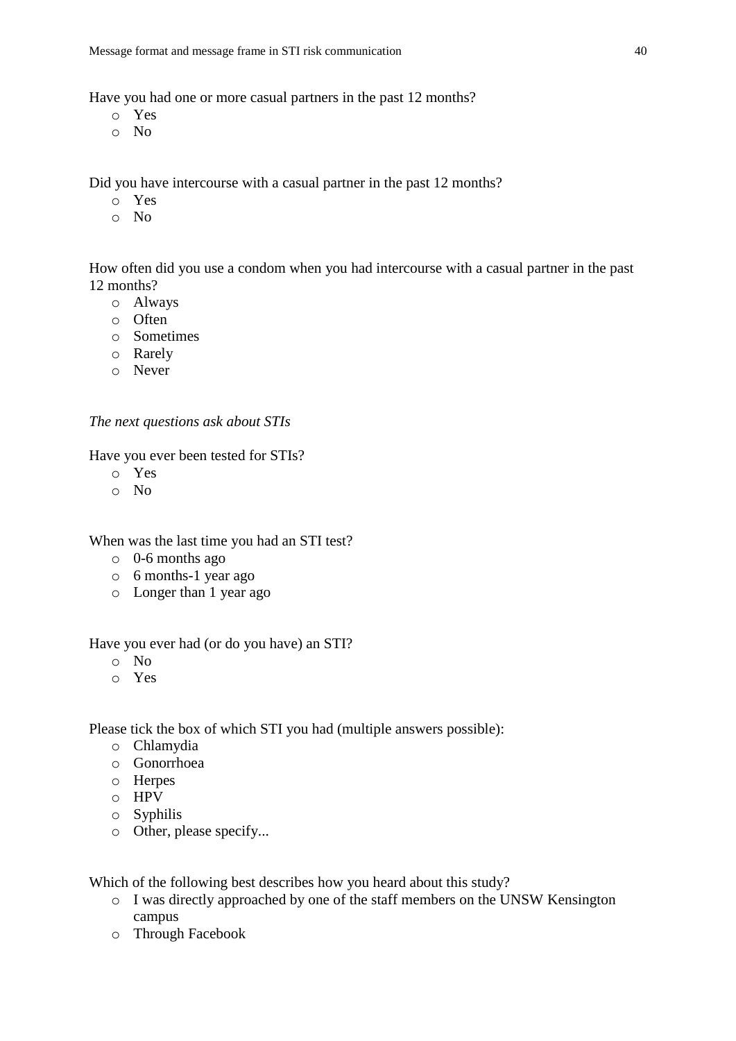Have you had one or more casual partners in the past 12 months?

- Yes
- No

Did you have intercourse with a casual partner in the past 12 months?

- Yes
- No

How often did you use a condom when you had intercourse with a casual partner in the past 12 months?

- Always
- Often
- Sometimes
- Rarely
- Never

*The next questions ask about STIs*

Have you ever been tested for STIs?

- Yes
- No

When was the last time you had an STI test?

- 0-6 months ago
- 6 months-1 year ago
- Longer than 1 year ago

Have you ever had (or do you have) an STI?

- No
- Yes

Please tick the box of which STI you had (multiple answers possible):

- Chlamydia
- Gonorrhoea
- Herpes
- HPV
- Syphilis
- Other, please specify...

Which of the following best describes how you heard about this study?

- I was directly approached by one of the staff members on the UNSW Kensington campus
- Through Facebook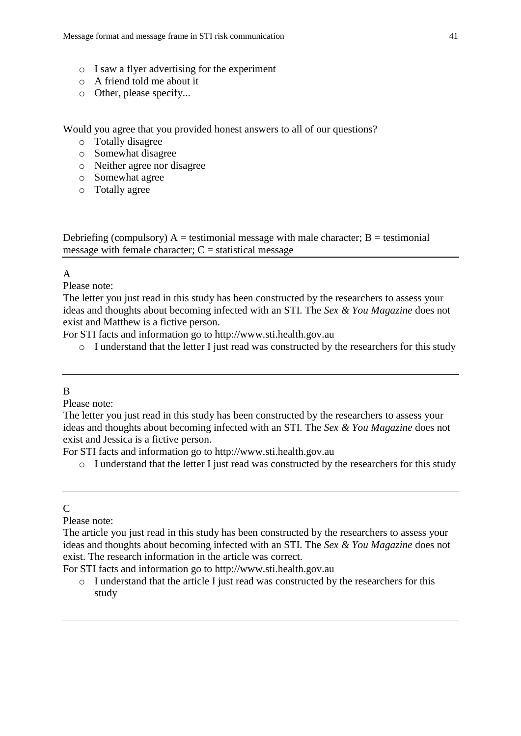- I saw a flyer advertising for the experiment
- A friend told me about it
- Other, please specify...

Would you agree that you provided honest answers to all of our questions?

- Totally disagree
- Somewhat disagree
- Neither agree nor disagree
- Somewhat agree
- Totally agree

Debriefing (compulsory) A = testimonial message with male character; B = testimonial message with female character; C = statistical message

---

A

Please note:

The letter you just read in this study has been constructed by the researchers to assess your ideas and thoughts about becoming infected with an STI. The *Sex & You Magazine* does not exist and Matthew is a fictive person.

For STI facts and information go to http://www.sti.health.gov.au

- I understand that the letter I just read was constructed by the researchers for this study

---

B

Please note:

The letter you just read in this study has been constructed by the researchers to assess your ideas and thoughts about becoming infected with an STI. The *Sex & You Magazine* does not exist and Jessica is a fictive person.

For STI facts and information go to http://www.sti.health.gov.au

- I understand that the letter I just read was constructed by the researchers for this study

---

C

Please note:

The article you just read in this study has been constructed by the researchers to assess your ideas and thoughts about becoming infected with an STI. The *Sex & You Magazine* does not exist. The research information in the article was correct.

For STI facts and information go to http://www.sti.health.gov.au

- I understand that the article I just read was constructed by the researchers for this study

---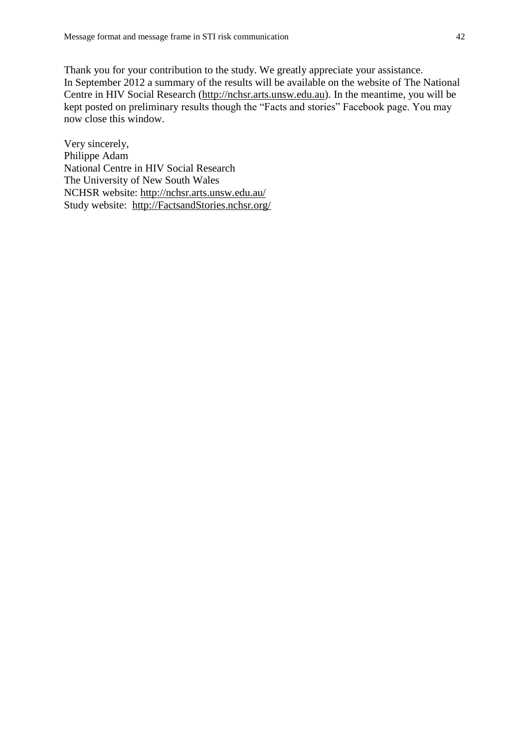Thank you for your contribution to the study. We greatly appreciate your assistance.
In September 2012 a summary of the results will be available on the website of The National Centre in HIV Social Research (http://nchsr.arts.unsw.edu.au). In the meantime, you will be kept posted on preliminary results though the “Facts and stories” Facebook page. You may now close this window.

Very sincerely,
Philippe Adam
National Centre in HIV Social Research
The University of New South Wales
NCHSR website: http://nchsr.arts.unsw.edu.au/
Study website: http://FactsandStories.nchsr.org/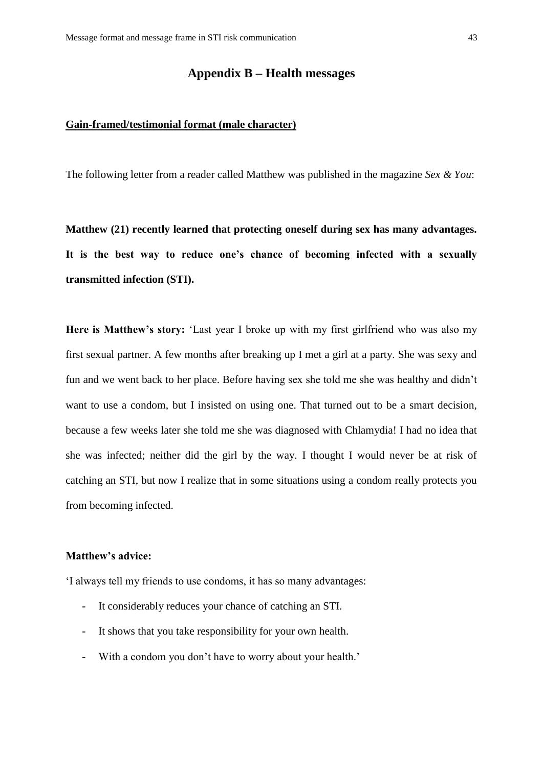# Appendix B – Health messages

## Gain-framed/testimonial format (male character)

The following letter from a reader called Matthew was published in the magazine *Sex & You*:

**Matthew (21) recently learned that protecting oneself during sex has many advantages. It is the best way to reduce one's chance of becoming infected with a sexually transmitted infection (STI).**

**Here is Matthew's story:** 'Last year I broke up with my first girlfriend who was also my first sexual partner. A few months after breaking up I met a girl at a party. She was sexy and fun and we went back to her place. Before having sex she told me she was healthy and didn't want to use a condom, but I insisted on using one. That turned out to be a smart decision, because a few weeks later she told me she was diagnosed with Chlamydia! I had no idea that she was infected; neither did the girl by the way. I thought I would never be at risk of catching an STI, but now I realize that in some situations using a condom really protects you from becoming infected.

**Matthew's advice:**

'I always tell my friends to use condoms, it has so many advantages:

- It considerably reduces your chance of catching an STI.
- It shows that you take responsibility for your own health.
- With a condom you don't have to worry about your health.'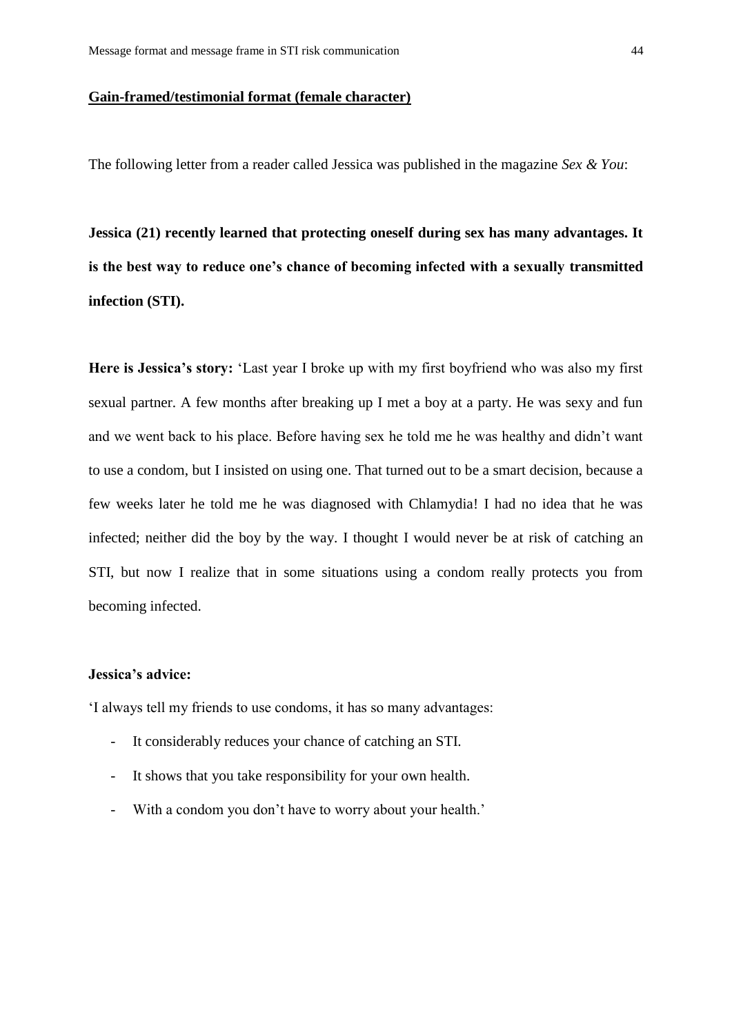**<u>Gain-framed/testimonial format (female character)</u>**

The following letter from a reader called Jessica was published in the magazine *Sex & You*:

**Jessica (21) recently learned that protecting oneself during sex has many advantages. It is the best way to reduce one's chance of becoming infected with a sexually transmitted infection (STI).**

**Here is Jessica's story:** 'Last year I broke up with my first boyfriend who was also my first sexual partner. A few months after breaking up I met a boy at a party. He was sexy and fun and we went back to his place. Before having sex he told me he was healthy and didn't want to use a condom, but I insisted on using one. That turned out to be a smart decision, because a few weeks later he told me he was diagnosed with Chlamydia! I had no idea that he was infected; neither did the boy by the way. I thought I would never be at risk of catching an STI, but now I realize that in some situations using a condom really protects you from becoming infected.

**Jessica's advice:**

'I always tell my friends to use condoms, it has so many advantages:

- It considerably reduces your chance of catching an STI.
- It shows that you take responsibility for your own health.
- With a condom you don't have to worry about your health.'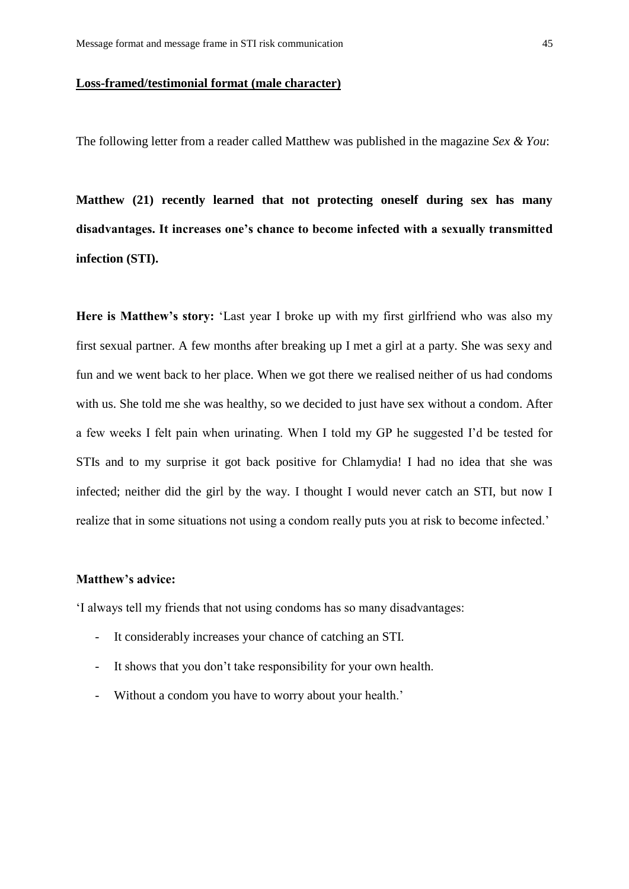**Loss-framed/testimonial format (male character)**

The following letter from a reader called Matthew was published in the magazine *Sex & You*:

**Matthew (21) recently learned that not protecting oneself during sex has many disadvantages. It increases one's chance to become infected with a sexually transmitted infection (STI).**

**Here is Matthew's story:** 'Last year I broke up with my first girlfriend who was also my first sexual partner. A few months after breaking up I met a girl at a party. She was sexy and fun and we went back to her place. When we got there we realised neither of us had condoms with us. She told me she was healthy, so we decided to just have sex without a condom. After a few weeks I felt pain when urinating. When I told my GP he suggested I'd be tested for STIs and to my surprise it got back positive for Chlamydia! I had no idea that she was infected; neither did the girl by the way. I thought I would never catch an STI, but now I realize that in some situations not using a condom really puts you at risk to become infected.'

**Matthew's advice:**

'I always tell my friends that not using condoms has so many disadvantages:

- It considerably increases your chance of catching an STI.
- It shows that you don't take responsibility for your own health.
- Without a condom you have to worry about your health.'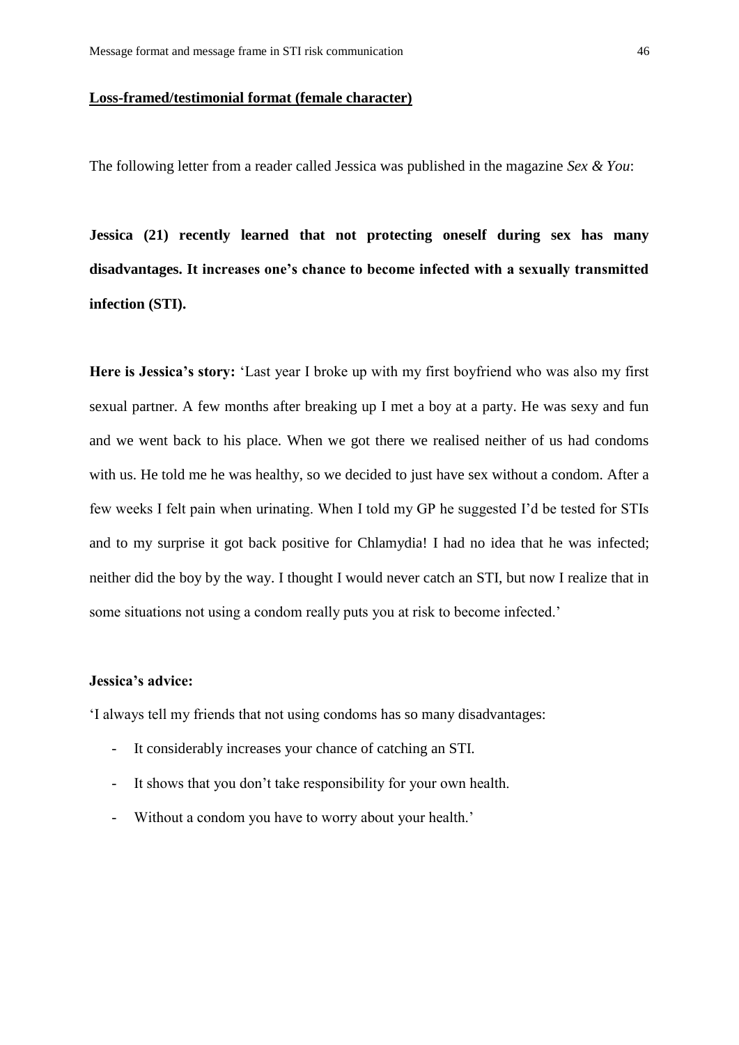**<u>Loss-framed/testimonial format (female character)</u>**

The following letter from a reader called Jessica was published in the magazine *Sex & You*:

**Jessica (21) recently learned that not protecting oneself during sex has many disadvantages. It increases one's chance to become infected with a sexually transmitted infection (STI).**

**Here is Jessica's story:** 'Last year I broke up with my first boyfriend who was also my first sexual partner. A few months after breaking up I met a boy at a party. He was sexy and fun and we went back to his place. When we got there we realised neither of us had condoms with us. He told me he was healthy, so we decided to just have sex without a condom. After a few weeks I felt pain when urinating. When I told my GP he suggested I'd be tested for STIs and to my surprise it got back positive for Chlamydia! I had no idea that he was infected; neither did the boy by the way. I thought I would never catch an STI, but now I realize that in some situations not using a condom really puts you at risk to become infected.'

**Jessica's advice:**

'I always tell my friends that not using condoms has so many disadvantages:

- It considerably increases your chance of catching an STI.
- It shows that you don't take responsibility for your own health.
- Without a condom you have to worry about your health.'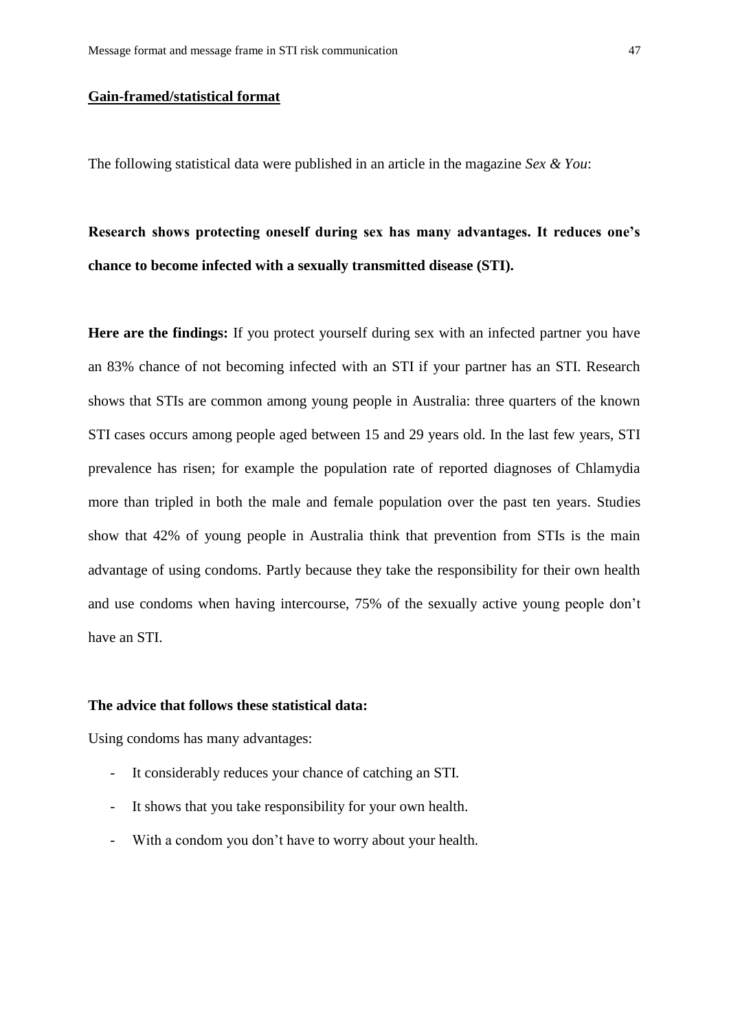**Gain-framed/statistical format**

The following statistical data were published in an article in the magazine *Sex & You*:

**Research shows protecting oneself during sex has many advantages. It reduces one's chance to become infected with a sexually transmitted disease (STI).**

**Here are the findings:** If you protect yourself during sex with an infected partner you have an 83% chance of not becoming infected with an STI if your partner has an STI. Research shows that STIs are common among young people in Australia: three quarters of the known STI cases occurs among people aged between 15 and 29 years old. In the last few years, STI prevalence has risen; for example the population rate of reported diagnoses of Chlamydia more than tripled in both the male and female population over the past ten years. Studies show that 42% of young people in Australia think that prevention from STIs is the main advantage of using condoms. Partly because they take the responsibility for their own health and use condoms when having intercourse, 75% of the sexually active young people don't have an STI.

**The advice that follows these statistical data:**

Using condoms has many advantages:

- It considerably reduces your chance of catching an STI.
- It shows that you take responsibility for your own health.
- With a condom you don't have to worry about your health.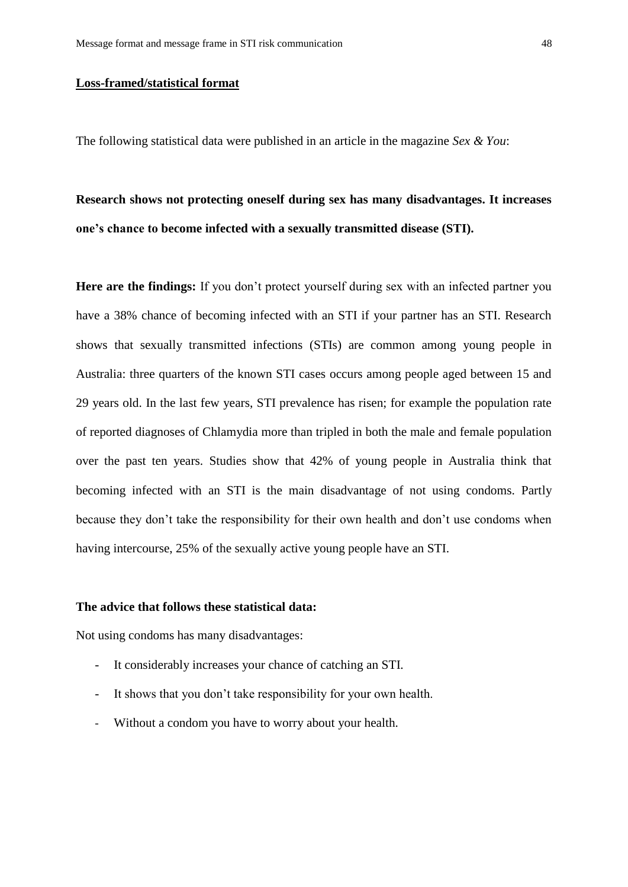**Loss-framed/statistical format**

The following statistical data were published in an article in the magazine *Sex & You*:

**Research shows not protecting oneself during sex has many disadvantages. It increases one's chance to become infected with a sexually transmitted disease (STI).**

**Here are the findings:** If you don't protect yourself during sex with an infected partner you have a 38% chance of becoming infected with an STI if your partner has an STI. Research shows that sexually transmitted infections (STIs) are common among young people in Australia: three quarters of the known STI cases occurs among people aged between 15 and 29 years old. In the last few years, STI prevalence has risen; for example the population rate of reported diagnoses of Chlamydia more than tripled in both the male and female population over the past ten years. Studies show that 42% of young people in Australia think that becoming infected with an STI is the main disadvantage of not using condoms. Partly because they don't take the responsibility for their own health and don't use condoms when having intercourse, 25% of the sexually active young people have an STI.

**The advice that follows these statistical data:**

Not using condoms has many disadvantages:

- It considerably increases your chance of catching an STI.
- It shows that you don't take responsibility for your own health.
- Without a condom you have to worry about your health.